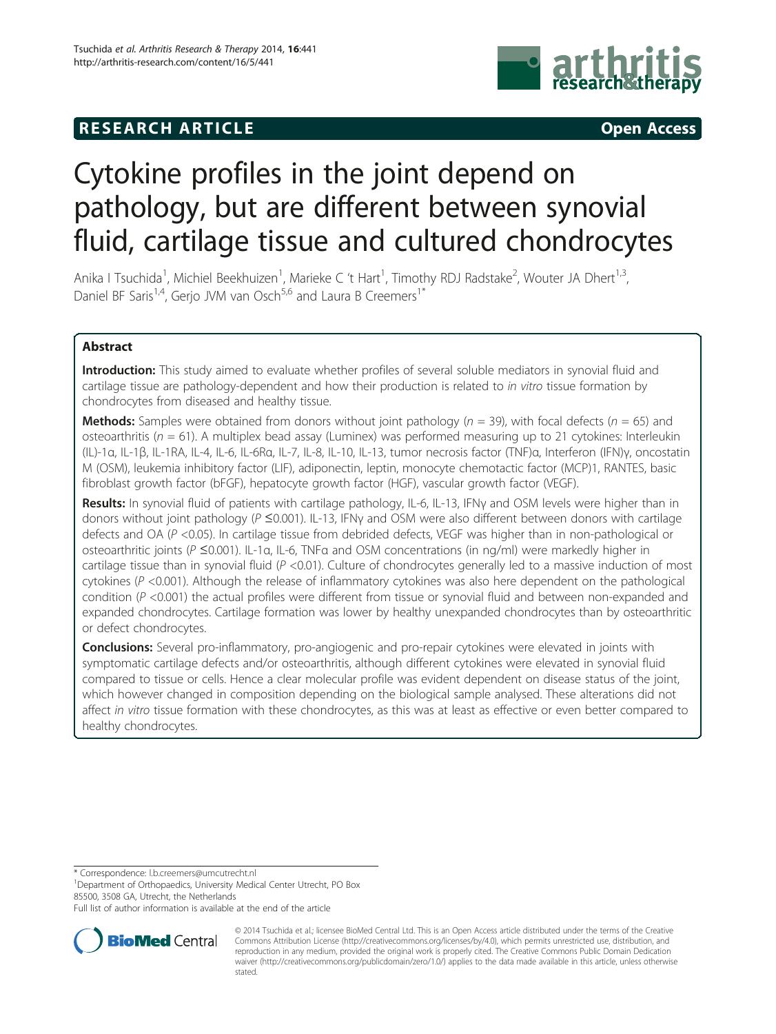RESEARCH ARTICLE Open Access

# Cytokine profiles in the joint depend on pathology, but are different between synovial fluid, cartilage tissue and cultured chondrocytes

Anika I Tsuchida[1], Michiel Beekhuizen[1], Marieke C 't Hart[1], Timothy RDJ Radstake[2], Wouter JA Dhert[1,3], Daniel BF Saris[1,4], Gerjo JVM van Osch[5,6] and Laura B Creemers[1*]

## Abstract

**Introduction:** This study aimed to evaluate whether profiles of several soluble mediators in synovial fluid and cartilage tissue are pathology-dependent and how their production is related to *in vitro* tissue formation by chondrocytes from diseased and healthy tissue.

**Methods:** Samples were obtained from donors without joint pathology ($n$ = 39), with focal defects ($n$ = 65) and osteoarthritis ($n$ = 61). A multiplex bead assay (Luminex) was performed measuring up to 21 cytokines: Interleukin (IL)-1α, IL-1β, IL-1RA, IL-4, IL-6, IL-6Rα, IL-7, IL-8, IL-10, IL-13, tumor necrosis factor (TNF)α, Interferon (IFN)γ, oncostatin M (OSM), leukemia inhibitory factor (LIF), adiponectin, leptin, monocyte chemotactic factor (MCP)1, RANTES, basic fibroblast growth factor (bFGF), hepatocyte growth factor (HGF), vascular growth factor (VEGF).

**Results:** In synovial fluid of patients with cartilage pathology, IL-6, IL-13, IFNγ and OSM levels were higher than in donors without joint pathology ($P$ ≤0.001). IL-13, IFNγ and OSM were also different between donors with cartilage defects and OA ($P$ <0.05). In cartilage tissue from debrided defects, VEGF was higher than in non-pathological or osteoarthritic joints ($P$ ≤0.001). IL-1α, IL-6, TNFα and OSM concentrations (in ng/ml) were markedly higher in cartilage tissue than in synovial fluid ($P$ <0.01). Culture of chondrocytes generally led to a massive induction of most cytokines ($P$ <0.001). Although the release of inflammatory cytokines was also here dependent on the pathological condition ($P$ <0.001) the actual profiles were different from tissue or synovial fluid and between non-expanded and expanded chondrocytes. Cartilage formation was lower by healthy unexpanded chondrocytes than by osteoarthritic or defect chondrocytes.

**Conclusions:** Several pro-inflammatory, pro-angiogenic and pro-repair cytokines were elevated in joints with symptomatic cartilage defects and/or osteoarthritis, although different cytokines were elevated in synovial fluid compared to tissue or cells. Hence a clear molecular profile was evident dependent on disease status of the joint, which however changed in composition depending on the biological sample analysed. These alterations did not affect *in vitro* tissue formation with these chondrocytes, as this was at least as effective or even better compared to healthy chondrocytes.

\* Correspondence: l.b.creemers@umcutrecht.nl
[1]Department of Orthopaedics, University Medical Center Utrecht, PO Box 85500, 3508 GA, Utrecht, the Netherlands
Full list of author information is available at the end of the article

© 2014 Tsuchida et al.; licensee BioMed Central Ltd. This is an Open Access article distributed under the terms of the Creative Commons Attribution License (http://creativecommons.org/licenses/by/4.0), which permits unrestricted use, distribution, and reproduction in any medium, provided the original work is properly cited. The Creative Commons Public Domain Dedication waiver (http://creativecommons.org/publicdomain/zero/1.0/) applies to the data made available in this article, unless otherwise stated.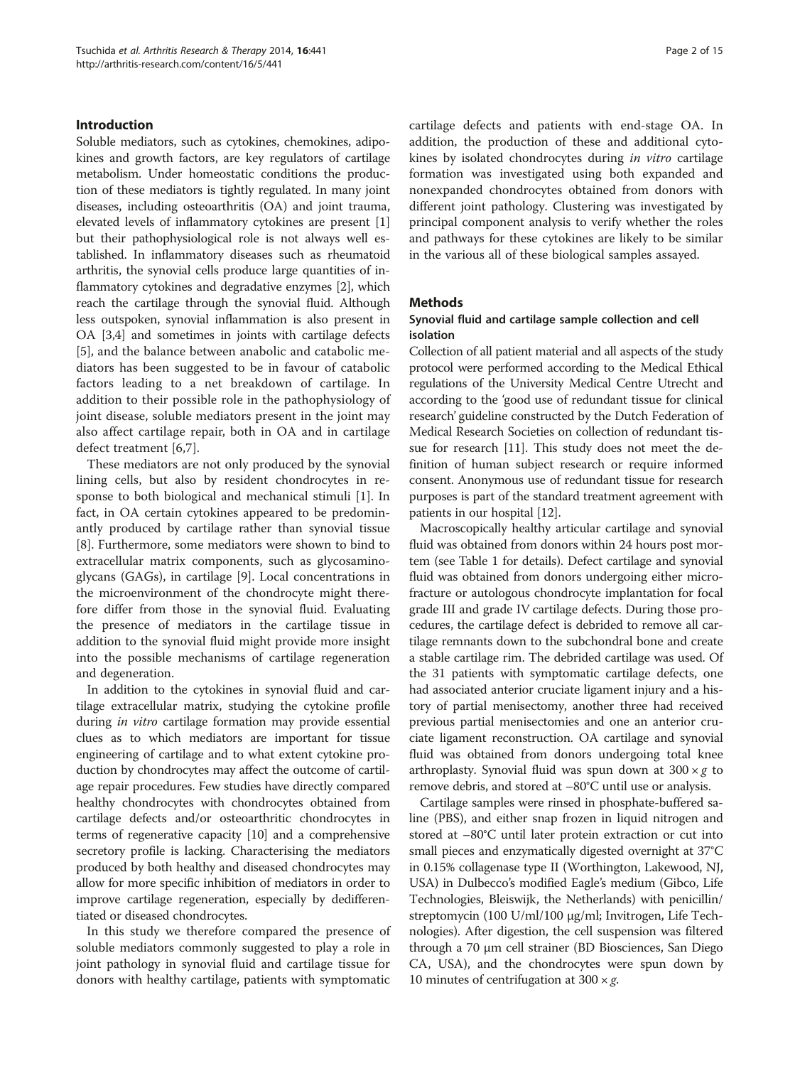## Introduction

Soluble mediators, such as cytokines, chemokines, adipokines and growth factors, are key regulators of cartilage metabolism. Under homeostatic conditions the production of these mediators is tightly regulated. In many joint diseases, including osteoarthritis (OA) and joint trauma, elevated levels of inflammatory cytokines are present [1] but their pathophysiological role is not always well established. In inflammatory diseases such as rheumatoid arthritis, the synovial cells produce large quantities of inflammatory cytokines and degradative enzymes [2], which reach the cartilage through the synovial fluid. Although less outspoken, synovial inflammation is also present in OA [3,4] and sometimes in joints with cartilage defects [5], and the balance between anabolic and catabolic mediators has been suggested to be in favour of catabolic factors leading to a net breakdown of cartilage. In addition to their possible role in the pathophysiology of joint disease, soluble mediators present in the joint may also affect cartilage repair, both in OA and in cartilage defect treatment [6,7].

These mediators are not only produced by the synovial lining cells, but also by resident chondrocytes in response to both biological and mechanical stimuli [1]. In fact, in OA certain cytokines appeared to be predominantly produced by cartilage rather than synovial tissue [8]. Furthermore, some mediators were shown to bind to extracellular matrix components, such as glycosaminoglycans (GAGs), in cartilage [9]. Local concentrations in the microenvironment of the chondrocyte might therefore differ from those in the synovial fluid. Evaluating the presence of mediators in the cartilage tissue in addition to the synovial fluid might provide more insight into the possible mechanisms of cartilage regeneration and degeneration.

In addition to the cytokines in synovial fluid and cartilage extracellular matrix, studying the cytokine profile during *in vitro* cartilage formation may provide essential clues as to which mediators are important for tissue engineering of cartilage and to what extent cytokine production by chondrocytes may affect the outcome of cartilage repair procedures. Few studies have directly compared healthy chondrocytes with chondrocytes obtained from cartilage defects and/or osteoarthritic chondrocytes in terms of regenerative capacity [10] and a comprehensive secretory profile is lacking. Characterising the mediators produced by both healthy and diseased chondrocytes may allow for more specific inhibition of mediators in order to improve cartilage regeneration, especially by dedifferentiated or diseased chondrocytes.

In this study we therefore compared the presence of soluble mediators commonly suggested to play a role in joint pathology in synovial fluid and cartilage tissue for donors with healthy cartilage, patients with symptomatic cartilage defects and patients with end-stage OA. In addition, the production of these and additional cytokines by isolated chondrocytes during *in vitro* cartilage formation was investigated using both expanded and nonexpanded chondrocytes obtained from donors with different joint pathology. Clustering was investigated by principal component analysis to verify whether the roles and pathways for these cytokines are likely to be similar in the various all of these biological samples assayed.

## Methods

### Synovial fluid and cartilage sample collection and cell isolation

Collection of all patient material and all aspects of the study protocol were performed according to the Medical Ethical regulations of the University Medical Centre Utrecht and according to the 'good use of redundant tissue for clinical research' guideline constructed by the Dutch Federation of Medical Research Societies on collection of redundant tissue for research [11]. This study does not meet the definition of human subject research or require informed consent. Anonymous use of redundant tissue for research purposes is part of the standard treatment agreement with patients in our hospital [12].

Macroscopically healthy articular cartilage and synovial fluid was obtained from donors within 24 hours post mortem (see Table 1 for details). Defect cartilage and synovial fluid was obtained from donors undergoing either microfracture or autologous chondrocyte implantation for focal grade III and grade IV cartilage defects. During those procedures, the cartilage defect is debrided to remove all cartilage remnants down to the subchondral bone and create a stable cartilage rim. The debrided cartilage was used. Of the 31 patients with symptomatic cartilage defects, one had associated anterior cruciate ligament injury and a history of partial menisectomy, another three had received previous partial menisectomies and one an anterior cruciate ligament reconstruction. OA cartilage and synovial fluid was obtained from donors undergoing total knee arthroplasty. Synovial fluid was spun down at $300 \times g$ to remove debris, and stored at −80°C until use or analysis.

Cartilage samples were rinsed in phosphate-buffered saline (PBS), and either snap frozen in liquid nitrogen and stored at −80°C until later protein extraction or cut into small pieces and enzymatically digested overnight at 37°C in 0.15% collagenase type II (Worthington, Lakewood, NJ, USA) in Dulbecco's modified Eagle's medium (Gibco, Life Technologies, Bleiswijk, the Netherlands) with penicillin/streptomycin (100 U/ml/100 μg/ml; Invitrogen, Life Technologies). After digestion, the cell suspension was filtered through a 70 μm cell strainer (BD Biosciences, San Diego CA, USA), and the chondrocytes were spun down by 10 minutes of centrifugation at $300 \times g$.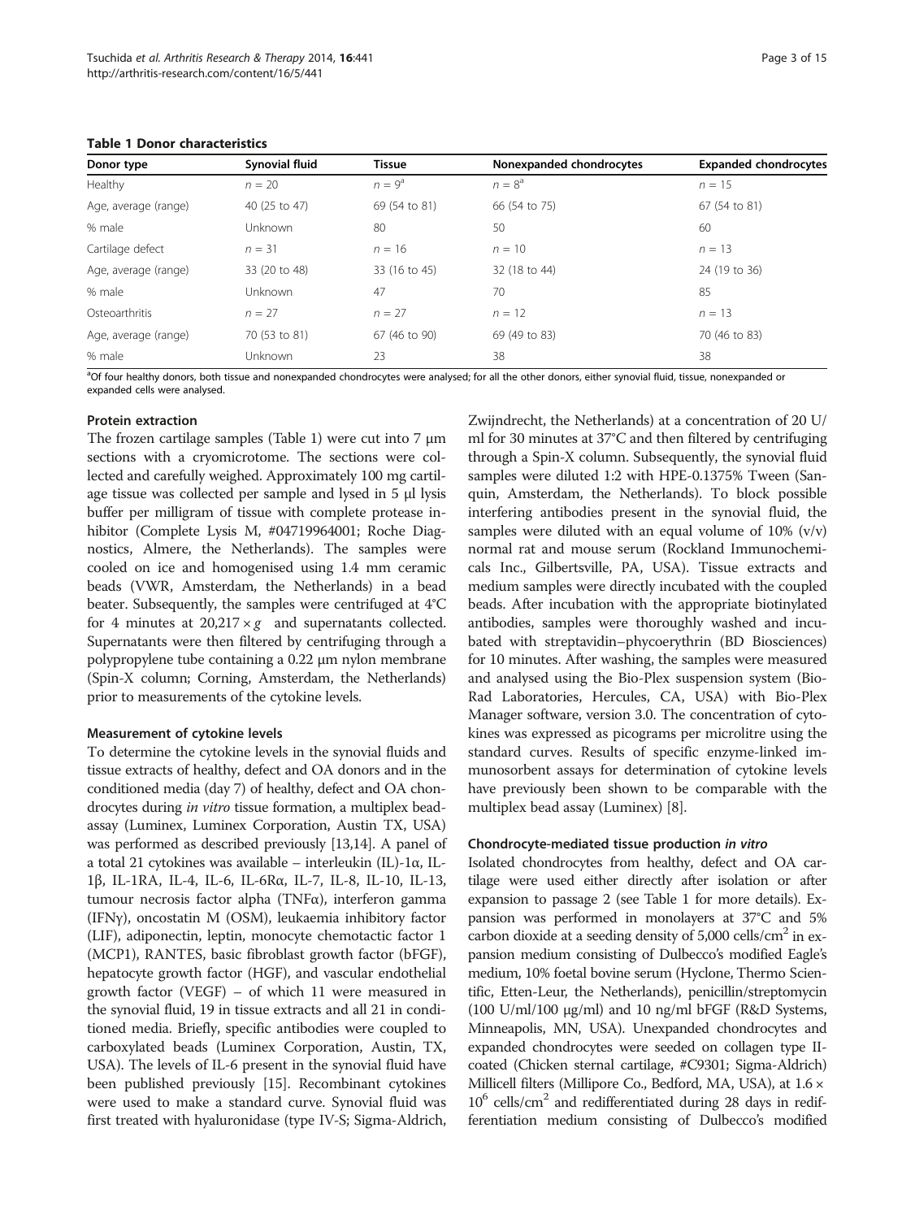**Table 1 Donor characteristics**

| Donor type | Synovial fluid | Tissue | Nonexpanded chondrocytes | Expanded chondrocytes |
| --- | --- | --- | --- | --- |
| Healthy | $n = 20$ | $n = 9^{a}$ | $n = 8^{a}$ | $n = 15$ |
| Age, average (range) | 40 (25 to 47) | 69 (54 to 81) | 66 (54 to 75) | 67 (54 to 81) |
| % male | Unknown | 80 | 50 | 60 |
| Cartilage defect | $n = 31$ | $n = 16$ | $n = 10$ | $n = 13$ |
| Age, average (range) | 33 (20 to 48) | 33 (16 to 45) | 32 (18 to 44) | 24 (19 to 36) |
| % male | Unknown | 47 | 70 | 85 |
| Osteoarthritis | $n = 27$ | $n = 27$ | $n = 12$ | $n = 13$ |
| Age, average (range) | 70 (53 to 81) | 67 (46 to 90) | 69 (49 to 83) | 70 (46 to 83) |
| % male | Unknown | 23 | 38 | 38 |

[a]Of four healthy donors, both tissue and nonexpanded chondrocytes were analysed; for all the other donors, either synovial fluid, tissue, nonexpanded or expanded cells were analysed.

#### Protein extraction

The frozen cartilage samples (Table 1) were cut into 7 μm sections with a cryomicrotome. The sections were collected and carefully weighed. Approximately 100 mg cartilage tissue was collected per sample and lysed in 5 μl lysis buffer per milligram of tissue with complete protease inhibitor (Complete Lysis M, #04719964001; Roche Diagnostics, Almere, the Netherlands). The samples were cooled on ice and homogenised using 1.4 mm ceramic beads (VWR, Amsterdam, the Netherlands) in a bead beater. Subsequently, the samples were centrifuged at 4°C for 4 minutes at $20,217 \times g$ and supernatants collected. Supernatants were then filtered by centrifuging through a polypropylene tube containing a 0.22 μm nylon membrane (Spin-X column; Corning, Amsterdam, the Netherlands) prior to measurements of the cytokine levels.

#### Measurement of cytokine levels

To determine the cytokine levels in the synovial fluids and tissue extracts of healthy, defect and OA donors and in the conditioned media (day 7) of healthy, defect and OA chondrocytes during *in vitro* tissue formation, a multiplex bead-assay (Luminex, Luminex Corporation, Austin TX, USA) was performed as described previously [13,14]. A panel of a total 21 cytokines was available – interleukin (IL)-1α, IL-1β, IL-1RA, IL-4, IL-6, IL-6Rα, IL-7, IL-8, IL-10, IL-13, tumour necrosis factor alpha (TNFα), interferon gamma (IFNγ), oncostatin M (OSM), leukaemia inhibitory factor (LIF), adiponectin, leptin, monocyte chemotactic factor 1 (MCP1), RANTES, basic fibroblast growth factor (bFGF), hepatocyte growth factor (HGF), and vascular endothelial growth factor (VEGF) – of which 11 were measured in the synovial fluid, 19 in tissue extracts and all 21 in conditioned media. Briefly, specific antibodies were coupled to carboxylated beads (Luminex Corporation, Austin, TX, USA). The levels of IL-6 present in the synovial fluid have been published previously [15]. Recombinant cytokines were used to make a standard curve. Synovial fluid was first treated with hyaluronidase (type IV-S; Sigma-Aldrich, Zwijndrecht, the Netherlands) at a concentration of 20 U/ml for 30 minutes at 37°C and then filtered by centrifuging through a Spin-X column. Subsequently, the synovial fluid samples were diluted 1:2 with HPE-0.1375% Tween (Sanquin, Amsterdam, the Netherlands). To block possible interfering antibodies present in the synovial fluid, the samples were diluted with an equal volume of 10% (v/v) normal rat and mouse serum (Rockland Immunochemicals Inc., Gilbertsville, PA, USA). Tissue extracts and medium samples were directly incubated with the coupled beads. After incubation with the appropriate biotinylated antibodies, samples were thoroughly washed and incubated with streptavidin–phycoerythrin (BD Biosciences) for 10 minutes. After washing, the samples were measured and analysed using the Bio-Plex suspension system (Bio-Rad Laboratories, Hercules, CA, USA) with Bio-Plex Manager software, version 3.0. The concentration of cytokines was expressed as picograms per microlitre using the standard curves. Results of specific enzyme-linked immunosorbent assays for determination of cytokine levels have previously been shown to be comparable with the multiplex bead assay (Luminex) [8].

#### Chondrocyte-mediated tissue production *in vitro*

Isolated chondrocytes from healthy, defect and OA cartilage were used either directly after isolation or after expansion to passage 2 (see Table 1 for more details). Expansion was performed in monolayers at 37°C and 5% carbon dioxide at a seeding density of 5,000 cells/cm$^2$ in expansion medium consisting of Dulbecco's modified Eagle's medium, 10% foetal bovine serum (Hyclone, Thermo Scientific, Etten-Leur, the Netherlands), penicillin/streptomycin (100 U/ml/100 μg/ml) and 10 ng/ml bFGF (R&D Systems, Minneapolis, MN, USA). Unexpanded chondrocytes and expanded chondrocytes were seeded on collagen type II-coated (Chicken sternal cartilage, #C9301; Sigma-Aldrich) Millicell filters (Millipore Co., Bedford, MA, USA), at $1.6 \times 10^6$ cells/cm$^2$ and redifferentiated during 28 days in redifferentiation medium consisting of Dulbecco's modified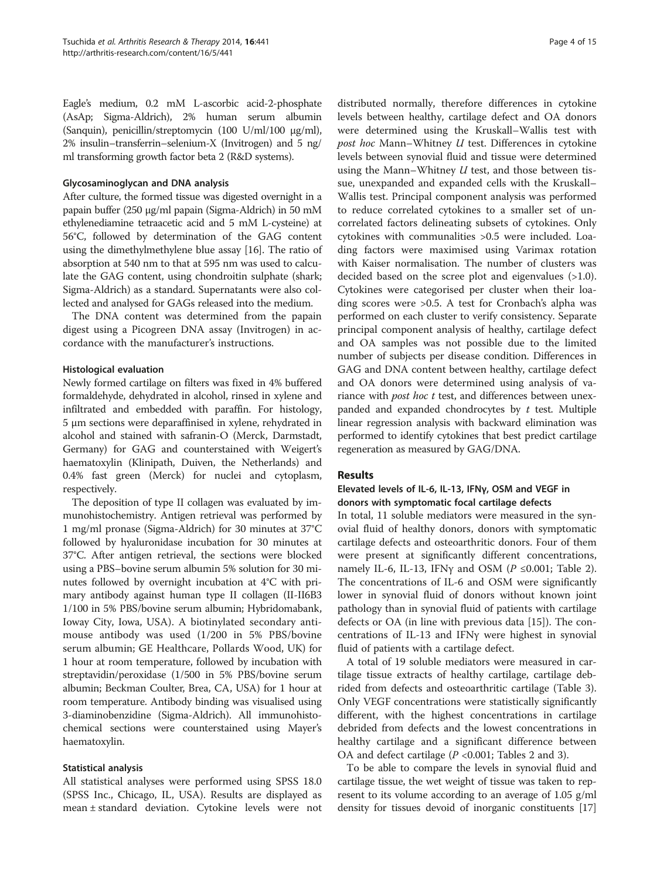Eagle's medium, 0.2 mM L-ascorbic acid-2-phosphate (AsAp; Sigma-Aldrich), 2% human serum albumin (Sanquin), penicillin/streptomycin (100 U/ml/100 µg/ml), 2% insulin–transferrin–selenium-X (Invitrogen) and 5 ng/ml transforming growth factor beta 2 (R&D systems).

#### Glycosaminoglycan and DNA analysis

After culture, the formed tissue was digested overnight in a papain buffer (250 µg/ml papain (Sigma-Aldrich) in 50 mM ethylenediamine tetraacetic acid and 5 mM L-cysteine) at 56°C, followed by determination of the GAG content using the dimethylmethylene blue assay [16]. The ratio of absorption at 540 nm to that at 595 nm was used to calculate the GAG content, using chondroitin sulphate (shark; Sigma-Aldrich) as a standard. Supernatants were also collected and analysed for GAGs released into the medium.

The DNA content was determined from the papain digest using a Picogreen DNA assay (Invitrogen) in accordance with the manufacturer's instructions.

#### Histological evaluation

Newly formed cartilage on filters was fixed in 4% buffered formaldehyde, dehydrated in alcohol, rinsed in xylene and infiltrated and embedded with paraffin. For histology, 5 µm sections were deparaffinised in xylene, rehydrated in alcohol and stained with safranin-O (Merck, Darmstadt, Germany) for GAG and counterstained with Weigert's haematoxylin (Klinipath, Duiven, the Netherlands) and 0.4% fast green (Merck) for nuclei and cytoplasm, respectively.

The deposition of type II collagen was evaluated by immunohistochemistry. Antigen retrieval was performed by 1 mg/ml pronase (Sigma-Aldrich) for 30 minutes at 37°C followed by hyaluronidase incubation for 30 minutes at 37°C. After antigen retrieval, the sections were blocked using a PBS–bovine serum albumin 5% solution for 30 minutes followed by overnight incubation at 4°C with primary antibody against human type II collagen (II-II6B3 1/100 in 5% PBS/bovine serum albumin; Hybridomabank, Ioway City, Iowa, USA). A biotinylated secondary anti-mouse antibody was used (1/200 in 5% PBS/bovine serum albumin; GE Healthcare, Pollards Wood, UK) for 1 hour at room temperature, followed by incubation with streptavidin/peroxidase (1/500 in 5% PBS/bovine serum albumin; Beckman Coulter, Brea, CA, USA) for 1 hour at room temperature. Antibody binding was visualised using 3-diaminobenzidine (Sigma-Aldrich). All immunohistochemical sections were counterstained using Mayer's haematoxylin.

#### Statistical analysis

All statistical analyses were performed using SPSS 18.0 (SPSS Inc., Chicago, IL, USA). Results are displayed as mean ± standard deviation. Cytokine levels were not distributed normally, therefore differences in cytokine levels between healthy, cartilage defect and OA donors were determined using the Kruskal–Wallis test with *post hoc* Mann–Whitney *U* test. Differences in cytokine levels between synovial fluid and tissue were determined using the Mann–Whitney *U* test, and those between tissue, unexpanded and expanded cells with the Kruskall–Wallis test. Principal component analysis was performed to reduce correlated cytokines to a smaller set of uncorrelated factors delineating subsets of cytokines. Only cytokines with communalities >0.5 were included. Loading factors were maximised using Varimax rotation with Kaiser normalisation. The number of clusters was decided based on the scree plot and eigenvalues (>1.0). Cytokines were categorised per cluster when their loading scores were >0.5. A test for Cronbach's alpha was performed on each cluster to verify consistency. Separate principal component analysis of healthy, cartilage defect and OA samples was not possible due to the limited number of subjects per disease condition. Differences in GAG and DNA content between healthy, cartilage defect and OA donors were determined using analysis of variance with *post hoc t* test, and differences between unexpanded and expanded chondrocytes by *t* test. Multiple linear regression analysis with backward elimination was performed to identify cytokines that best predict cartilage regeneration as measured by GAG/DNA.

## Results

#### Elevated levels of IL-6, IL-13, IFNγ, OSM and VEGF in donors with symptomatic focal cartilage defects

In total, 11 soluble mediators were measured in the synovial fluid of healthy donors, donors with symptomatic cartilage defects and osteoarthritic donors. Four of them were present at significantly different concentrations, namely IL-6, IL-13, IFNγ and OSM ($P \leq 0.001$; Table 2). The concentrations of IL-6 and OSM were significantly lower in synovial fluid of donors without known joint pathology than in synovial fluid of patients with cartilage defects or OA (in line with previous data [15]). The concentrations of IL-13 and IFNγ were highest in synovial fluid of patients with a cartilage defect.

A total of 19 soluble mediators were measured in cartilage tissue extracts of healthy cartilage, cartilage debrided from defects and osteoarthritic cartilage (Table 3). Only VEGF concentrations were statistically significantly different, with the highest concentrations in cartilage debrided from defects and the lowest concentrations in healthy cartilage and a significant difference between OA and defect cartilage ($P < 0.001$; Tables 2 and 3).

To be able to compare the levels in synovial fluid and cartilage tissue, the wet weight of tissue was taken to represent to its volume according to an average of 1.05 g/ml density for tissues devoid of inorganic constituents [17]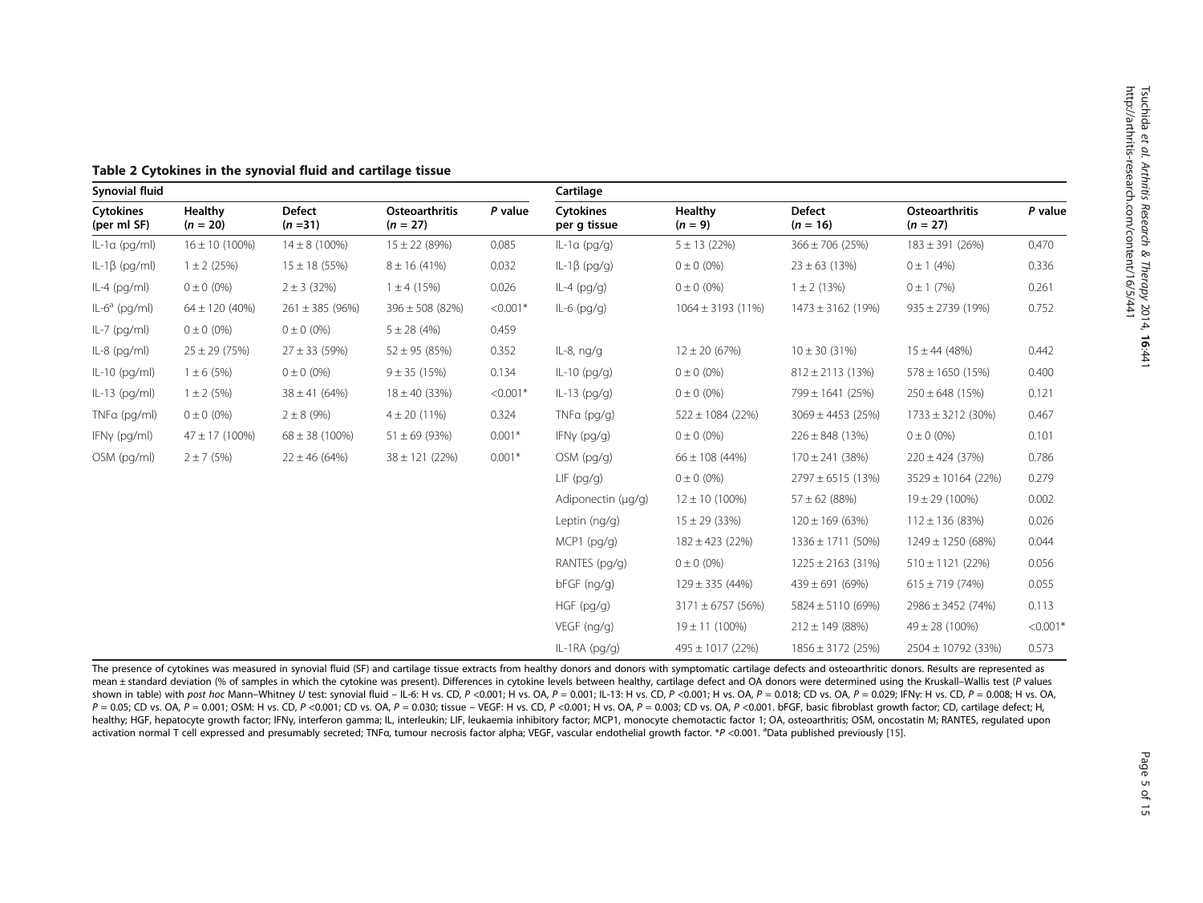**Table 2 Cytokines in the synovial fluid and cartilage tissue**

| Synovial fluid | | | | | Cartilage | | | | |
|---|---|---|---|---|---|---|---|---|---|
| Cytokines (per ml SF) | Healthy ($n = 20$) | Defect ($n = 31$) | Osteoarthritis ($n = 27$) | *P* value | Cytokines per g tissue | Healthy ($n = 9$) | Defect ($n = 16$) | Osteoarthritis ($n = 27$) | *P* value |
| IL-1α (pg/ml) | 16 ± 10 (100%) | 14 ± 8 (100%) | 15 ± 22 (89%) | 0.085 | IL-1α (pg/g) | 5 ± 13 (22%) | 366 ± 706 (25%) | 183 ± 391 (26%) | 0.470 |
| IL-1β (pg/ml) | 1 ± 2 (25%) | 15 ± 18 (55%) | 8 ± 16 (41%) | 0.032 | IL-1β (pg/g) | 0 ± 0 (0%) | 23 ± 63 (13%) | 0 ± 1 (4%) | 0.336 |
| IL-4 (pg/ml) | 0 ± 0 (0%) | 2 ± 3 (32%) | 1 ± 4 (15%) | 0.026 | IL-4 (pg/g) | 0 ± 0 (0%) | 1 ± 2 (13%) | 0 ± 1 (7%) | 0.261 |
| IL-6[a] (pg/ml) | 64 ± 120 (40%) | 261 ± 385 (96%) | 396 ± 508 (82%) | <0.001* | IL-6 (pg/g) | 1064 ± 3193 (11%) | 1473 ± 3162 (19%) | 935 ± 2739 (19%) | 0.752 |
| IL-7 (pg/ml) | 0 ± 0 (0%) | 0 ± 0 (0%) | 5 ± 28 (4%) | 0.459 | | | | | |
| IL-8 (pg/ml) | 25 ± 29 (75%) | 27 ± 33 (59%) | 52 ± 95 (85%) | 0.352 | IL-8, ng/g | 12 ± 20 (67%) | 10 ± 30 (31%) | 15 ± 44 (48%) | 0.442 |
| IL-10 (pg/ml) | 1 ± 6 (5%) | 0 ± 0 (0%) | 9 ± 35 (15%) | 0.134 | IL-10 (pg/g) | 0 ± 0 (0%) | 812 ± 2113 (13%) | 578 ± 1650 (15%) | 0.400 |
| IL-13 (pg/ml) | 1 ± 2 (5%) | 38 ± 41 (64%) | 18 ± 40 (33%) | <0.001* | IL-13 (pg/g) | 0 ± 0 (0%) | 799 ± 1641 (25%) | 250 ± 648 (15%) | 0.121 |
| TNFα (pg/ml) | 0 ± 0 (0%) | 2 ± 8 (9%) | 4 ± 20 (11%) | 0.324 | TNFα (pg/g) | 522 ± 1084 (22%) | 3069 ± 4453 (25%) | 1733 ± 3212 (30%) | 0.467 |
| IFNγ (pg/ml) | 47 ± 17 (100%) | 68 ± 38 (100%) | 51 ± 69 (93%) | 0.001* | IFNγ (pg/g) | 0 ± 0 (0%) | 226 ± 848 (13%) | 0 ± 0 (0%) | 0.101 |
| OSM (pg/ml) | 2 ± 7 (5%) | 22 ± 46 (64%) | 38 ± 121 (22%) | 0.001* | OSM (pg/g) | 66 ± 108 (44%) | 170 ± 241 (38%) | 220 ± 424 (37%) | 0.786 |
| | | | | | LIF (pg/g) | 0 ± 0 (0%) | 2797 ± 6515 (13%) | 3529 ± 10164 (22%) | 0.279 |
| | | | | | Adiponectin (μg/g) | 12 ± 10 (100%) | 57 ± 62 (88%) | 19 ± 29 (100%) | 0.002 |
| | | | | | Leptin (ng/g) | 15 ± 29 (33%) | 120 ± 169 (63%) | 112 ± 136 (83%) | 0.026 |
| | | | | | MCP1 (pg/g) | 182 ± 423 (22%) | 1336 ± 1711 (50%) | 1249 ± 1250 (68%) | 0.044 |
| | | | | | RANTES (pg/g) | 0 ± 0 (0%) | 1225 ± 2163 (31%) | 510 ± 1121 (22%) | 0.056 |
| | | | | | bFGF (ng/g) | 129 ± 335 (44%) | 439 ± 691 (69%) | 615 ± 719 (74%) | 0.055 |
| | | | | | HGF (pg/g) | 3171 ± 6757 (56%) | 5824 ± 5110 (69%) | 2986 ± 3452 (74%) | 0.113 |
| | | | | | VEGF (ng/g) | 19 ± 11 (100%) | 212 ± 149 (88%) | 49 ± 28 (100%) | <0.001* |
| | | | | | IL-1RA (pg/g) | 495 ± 1017 (22%) | 1856 ± 3172 (25%) | 2504 ± 10792 (33%) | 0.573 |

The presence of cytokines was measured in synovial fluid (SF) and cartilage tissue extracts from healthy donors and donors with symptomatic cartilage defects and osteoarthritic donors. Results are represented as mean ± standard deviation (% of samples in which the cytokine was present). Differences in cytokine levels between healthy, cartilage defect and OA donors were determined using the Kruskall–Wallis test (*P* values shown in table) with *post hoc* Mann–Whitney *U* test: synovial fluid – IL-6: H vs. CD, $P < 0.001$; H vs. OA, $P = 0.001$; IL-13: H vs. CD, $P < 0.001$; H vs. OA, $P = 0.018$; CD vs. OA, $P = 0.029$; IFNγ: H vs. CD, $P = 0.008$; H vs. OA, $P = 0.05$; CD vs. OA, $P = 0.001$; OSM: H vs. CD, $P < 0.001$; CD vs. OA, $P = 0.030$; tissue – VEGF: H vs. CD, $P < 0.001$; H vs. OA, $P = 0.003$; CD vs. OA, $P < 0.001$. bFGF, basic fibroblast growth factor; CD, cartilage defect; H, healthy; HGF, hepatocyte growth factor; IFNγ, interferon gamma; IL, interleukin; LIF, leukaemia inhibitory factor; MCP1, monocyte chemotactic factor 1; OA, osteoarthritis; OSM, oncostatin M; RANTES, regulated upon activation normal T cell expressed and presumably secreted; TNFα, tumour necrosis factor alpha; VEGF, vascular endothelial growth factor. *$P < 0.001$. [a]Data published previously [15].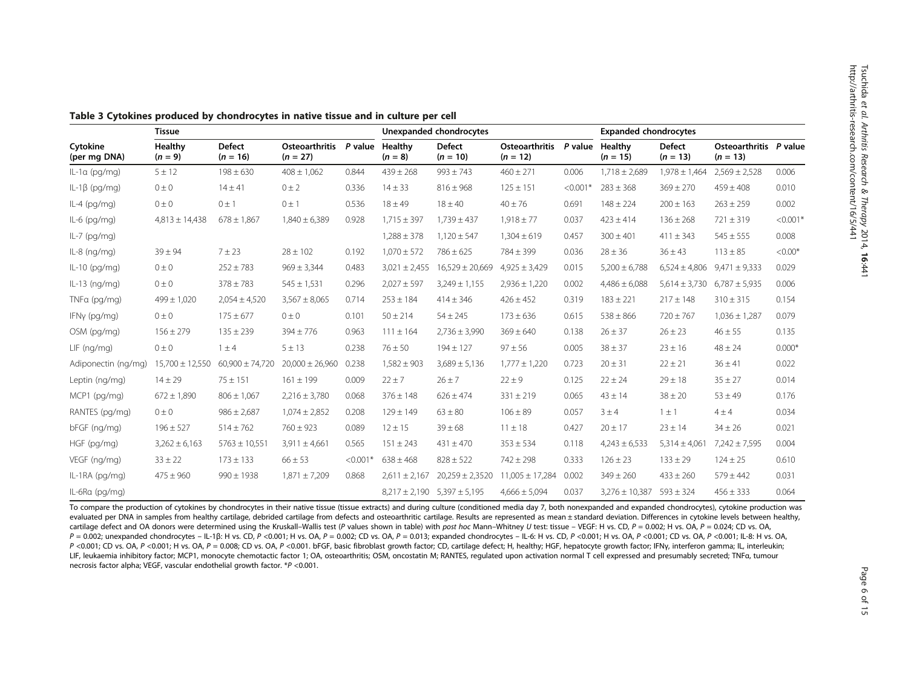**Table 3 Cytokines produced by chondrocytes in native tissue and in culture per cell**

| Cytokine (per mg DNA) | Tissue | | | | Unexpanded chondrocytes | | | | Expanded chondrocytes | | | |
|---|---|---|---|---|---|---|---|---|---|---|---|---|
| | Healthy ($n$ = 9) | Defect ($n$ = 16) | Osteoarthritis ($n$ = 27) | *P* value | Healthy ($n$ = 8) | Defect ($n$ = 10) | Osteoarthritis ($n$ = 12) | *P* value | Healthy ($n$ = 15) | Defect ($n$ = 13) | Osteoarthritis ($n$ = 13) | *P* value |
| IL-1α (pg/mg) | 5 ± 12 | 198 ± 630 | 408 ± 1,062 | 0.844 | 439 ± 268 | 993 ± 743 | 460 ± 271 | 0.006 | 1,718 ± 2,689 | 1,978 ± 1,464 | 2,569 ± 2,528 | 0.006 |
| IL-1β (pg/mg) | 0 ± 0 | 14 ± 41 | 0 ± 2 | 0.336 | 14 ± 33 | 816 ± 968 | 125 ± 151 | <0.001* | 283 ± 368 | 369 ± 270 | 459 ± 408 | 0.010 |
| IL-4 (pg/mg) | 0 ± 0 | 0 ± 1 | 0 ± 1 | 0.536 | 18 ± 49 | 18 ± 40 | 40 ± 76 | 0.691 | 148 ± 224 | 200 ± 163 | 263 ± 259 | 0.002 |
| IL-6 (pg/mg) | 4,813 ± 14,438 | 678 ± 1,867 | 1,840 ± 6,389 | 0.928 | 1,715 ± 397 | 1,739 ± 437 | 1,918 ± 77 | 0.037 | 423 ± 414 | 136 ± 268 | 721 ± 319 | <0.001* |
| IL-7 (pg/mg) | | | | | 1,288 ± 378 | 1,120 ± 547 | 1,304 ± 619 | 0.457 | 300 ± 401 | 411 ± 343 | 545 ± 555 | 0.008 |
| IL-8 (ng/mg) | 39 ± 94 | 7 ± 23 | 28 ± 102 | 0.192 | 1,070 ± 572 | 786 ± 625 | 784 ± 399 | 0.036 | 28 ± 36 | 36 ± 43 | 113 ± 85 | <0.00* |
| IL-10 (pg/mg) | 0 ± 0 | 252 ± 783 | 969 ± 3,344 | 0.483 | 3,021 ± 2,455 | 16,529 ± 20,669 | 4,925 ± 3,429 | 0.015 | 5,200 ± 6,788 | 6,524 ± 4,806 | 9,471 ± 9,333 | 0.029 |
| IL-13 (ng/mg) | 0 ± 0 | 378 ± 783 | 545 ± 1,531 | 0.296 | 2,027 ± 597 | 3,249 ± 1,155 | 2,936 ± 1,220 | 0.002 | 4,486 ± 6,088 | 5,614 ± 3,730 | 6,787 ± 5,935 | 0.006 |
| TNFα (pg/mg) | 499 ± 1,020 | 2,054 ± 4,520 | 3,567 ± 8,065 | 0.714 | 253 ± 184 | 414 ± 346 | 426 ± 452 | 0.319 | 183 ± 221 | 217 ± 148 | 310 ± 315 | 0.154 |
| IFNγ (pg/mg) | 0 ± 0 | 175 ± 677 | 0 ± 0 | 0.101 | 50 ± 214 | 54 ± 245 | 173 ± 636 | 0.615 | 538 ± 866 | 720 ± 767 | 1,036 ± 1,287 | 0.079 |
| OSM (pg/mg) | 156 ± 279 | 135 ± 239 | 394 ± 776 | 0.963 | 111 ± 164 | 2,736 ± 3,990 | 369 ± 640 | 0.138 | 26 ± 37 | 26 ± 23 | 46 ± 55 | 0.135 |
| LIF (ng/mg) | 0 ± 0 | 1 ± 4 | 5 ± 13 | 0.238 | 76 ± 50 | 194 ± 127 | 97 ± 56 | 0.005 | 38 ± 37 | 23 ± 16 | 48 ± 24 | 0.000* |
| Adiponectin (ng/mg) | 15,700 ± 12,550 | 60,900 ± 74,720 | 20,000 ± 26,960 | 0.238 | 1,582 ± 903 | 3,689 ± 5,136 | 1,777 ± 1,220 | 0.723 | 20 ± 31 | 22 ± 21 | 36 ± 41 | 0.022 |
| Leptin (ng/mg) | 14 ± 29 | 75 ± 151 | 161 ± 199 | 0.009 | 22 ± 7 | 26 ± 7 | 22 ± 9 | 0.125 | 22 ± 24 | 29 ± 18 | 35 ± 27 | 0.014 |
| MCP1 (pg/mg) | 672 ± 1,890 | 806 ± 1,067 | 2,216 ± 3,780 | 0.068 | 376 ± 148 | 626 ± 474 | 331 ± 219 | 0.065 | 43 ± 14 | 38 ± 20 | 53 ± 49 | 0.176 |
| RANTES (pg/mg) | 0 ± 0 | 986 ± 2,687 | 1,074 ± 2,852 | 0.208 | 129 ± 149 | 63 ± 80 | 106 ± 89 | 0.057 | 3 ± 4 | 1 ± 1 | 4 ± 4 | 0.034 |
| bFGF (ng/mg) | 196 ± 527 | 514 ± 762 | 760 ± 923 | 0.089 | 12 ± 15 | 39 ± 68 | 11 ± 18 | 0.427 | 20 ± 17 | 23 ± 14 | 34 ± 26 | 0.021 |
| HGF (pg/mg) | 3,262 ± 6,163 | 5763 ± 10,551 | 3,911 ± 4,661 | 0.565 | 151 ± 243 | 431 ± 470 | 353 ± 534 | 0.118 | 4,243 ± 6,533 | 5,314 ± 4,061 | 7,242 ± 7,595 | 0.004 |
| VEGF (ng/mg) | 33 ± 22 | 173 ± 133 | 66 ± 53 | <0.001* | 638 ± 468 | 828 ± 522 | 742 ± 298 | 0.333 | 126 ± 23 | 133 ± 29 | 124 ± 25 | 0.610 |
| IL-1RA (pg/mg) | 475 ± 960 | 990 ± 1938 | 1,871 ± 7,209 | 0.868 | 2,611 ± 2,167 | 20,259 ± 2,3520 | 11,005 ± 17,284 | 0.002 | 349 ± 260 | 433 ± 260 | 579 ± 442 | 0.031 |
| IL-6Rα (pg/mg) | | | | | 8,217 ± 2,190 | 5,397 ± 5,195 | 4,666 ± 5,094 | 0.037 | 3,276 ± 10,387 | 593 ± 324 | 456 ± 333 | 0.064 |

To compare the production of cytokines by chondrocytes in their native tissue (tissue extracts) and during culture (conditioned media day 7, both nonexpanded and expanded chondrocytes), cytokine production was evaluated per DNA in samples from healthy cartilage, debrided cartilage from defects and osteoarthritic cartilage. Results are represented as mean ± standard deviation. Differences in cytokine levels between healthy, cartilage defect and OA donors were determined using the Kruskall–Wallis test (*P* values shown in table) with *post hoc* Mann–Whitney *U* test: tissue – VEGF: H vs. CD, $P = 0.002$; H vs. OA, $P = 0.024$; CD vs. OA, $P = 0.002$; unexpanded chondrocytes – IL-1β: H vs. CD, $P < 0.001$; H vs. OA, $P = 0.002$; CD vs. OA, $P = 0.013$; expanded chondrocytes – IL-6: H vs. CD, $P < 0.001$; H vs. OA, $P < 0.001$; CD vs. OA, $P < 0.001$; IL-8: H vs. OA, $P < 0.001$; CD vs. OA, $P < 0.001$; H vs. OA, $P = 0.008$; CD vs. OA, $P < 0.001$. bFGF, basic fibroblast growth factor; CD, cartilage defect; H, healthy; HGF, hepatocyte growth factor; IFNγ, interferon gamma; IL, interleukin; LIF, leukaemia inhibitory factor; MCP1, monocyte chemotactic factor 1; OA, osteoarthritis; OSM, oncostatin M; RANTES, regulated upon activation normal T cell expressed and presumably secreted; TNFα, tumour necrosis factor alpha; VEGF, vascular endothelial growth factor. *$P < 0.001$.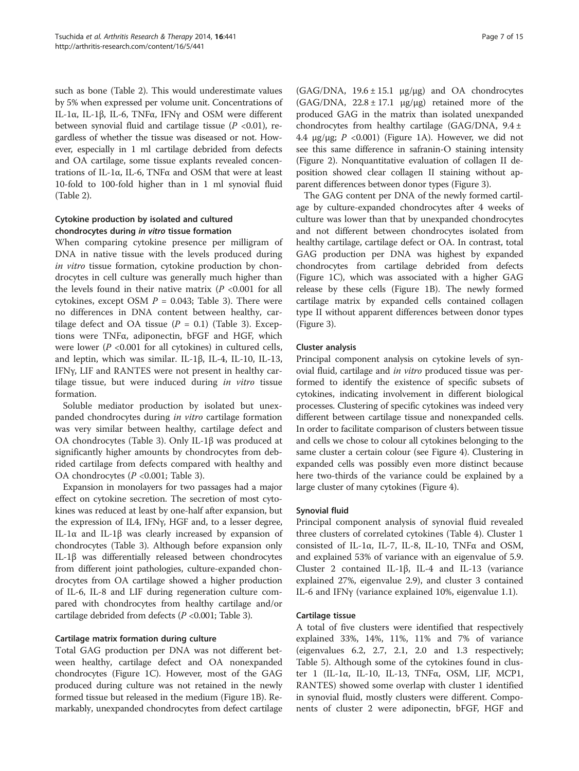such as bone (Table 2). This would underestimate values by 5% when expressed per volume unit. Concentrations of IL-1α, IL-1β, IL-6, TNFα, IFNγ and OSM were different between synovial fluid and cartilage tissue ($P$ <0.01), regardless of whether the tissue was diseased or not. However, especially in 1 ml cartilage debrided from defects and OA cartilage, some tissue explants revealed concentrations of IL-1α, IL-6, TNFα and OSM that were at least 10-fold to 100-fold higher than in 1 ml synovial fluid (Table 2).

### Cytokine production by isolated and cultured chondrocytes during *in vitro* tissue formation

When comparing cytokine presence per milligram of DNA in native tissue with the levels produced during *in vitro* tissue formation, cytokine production by chondrocytes in cell culture was generally much higher than the levels found in their native matrix ($P$ <0.001 for all cytokines, except OSM $P$ = 0.043; Table 3). There were no differences in DNA content between healthy, cartilage defect and OA tissue ($P$ = 0.1) (Table 3). Exceptions were TNFα, adiponectin, bFGF and HGF, which were lower ($P$ <0.001 for all cytokines) in cultured cells, and leptin, which was similar. IL-1β, IL-4, IL-10, IL-13, IFNγ, LIF and RANTES were not present in healthy cartilage tissue, but were induced during *in vitro* tissue formation.

Soluble mediator production by isolated but unexpanded chondrocytes during *in vitro* cartilage formation was very similar between healthy, cartilage defect and OA chondrocytes (Table 3). Only IL-1β was produced at significantly higher amounts by chondrocytes from debrided cartilage from defects compared with healthy and OA chondrocytes ($P$ <0.001; Table 3).

Expansion in monolayers for two passages had a major effect on cytokine secretion. The secretion of most cytokines was reduced at least by one-half after expansion, but the expression of IL4, IFNγ, HGF and, to a lesser degree, IL-1α and IL-1β was clearly increased by expansion of chondrocytes (Table 3). Although before expansion only IL-1β was differentially released between chondrocytes from different joint pathologies, culture-expanded chondrocytes from OA cartilage showed a higher production of IL-6, IL-8 and LIF during regeneration culture compared with chondrocytes from healthy cartilage and/or cartilage debrided from defects ($P$ <0.001; Table 3).

### Cartilage matrix formation during culture

Total GAG production per DNA was not different between healthy, cartilage defect and OA nonexpanded chondrocytes (Figure 1C). However, most of the GAG produced during culture was not retained in the newly formed tissue but released in the medium (Figure 1B). Remarkably, unexpanded chondrocytes from defect cartilage (GAG/DNA, 19.6 ± 15.1 μg/μg) and OA chondrocytes (GAG/DNA, 22.8 ± 17.1 μg/μg) retained more of the produced GAG in the matrix than isolated unexpanded chondrocytes from healthy cartilage (GAG/DNA, 9.4 ± 4.4 μg/μg; $P$ <0.001) (Figure 1A). However, we did not see this same difference in safranin-O staining intensity (Figure 2). Nonquantitative evaluation of collagen II deposition showed clear collagen II staining without apparent differences between donor types (Figure 3).

The GAG content per DNA of the newly formed cartilage by culture-expanded chondrocytes after 4 weeks of culture was lower than that by unexpanded chondrocytes and not different between chondrocytes isolated from healthy cartilage, cartilage defect or OA. In contrast, total GAG production per DNA was highest by expanded chondrocytes from cartilage debrided from defects (Figure 1C), which was associated with a higher GAG release by these cells (Figure 1B). The newly formed cartilage matrix by expanded cells contained collagen type II without apparent differences between donor types (Figure 3).

### Cluster analysis

Principal component analysis on cytokine levels of synovial fluid, cartilage and *in vitro* produced tissue was performed to identify the existence of specific subsets of cytokines, indicating involvement in different biological processes. Clustering of specific cytokines was indeed very different between cartilage tissue and nonexpanded cells. In order to facilitate comparison of clusters between tissue and cells we chose to colour all cytokines belonging to the same cluster a certain colour (see Figure 4). Clustering in expanded cells was possibly even more distinct because here two-thirds of the variance could be explained by a large cluster of many cytokines (Figure 4).

### Synovial fluid

Principal component analysis of synovial fluid revealed three clusters of correlated cytokines (Table 4). Cluster 1 consisted of IL-1α, IL-7, IL-8, IL-10, TNFα and OSM, and explained 53% of variance with an eigenvalue of 5.9. Cluster 2 contained IL-1β, IL-4 and IL-13 (variance explained 27%, eigenvalue 2.9), and cluster 3 contained IL-6 and IFNγ (variance explained 10%, eigenvalue 1.1).

### Cartilage tissue

A total of five clusters were identified that respectively explained 33%, 14%, 11%, 11% and 7% of variance (eigenvalues 6.2, 2.7, 2.1, 2.0 and 1.3 respectively; Table 5). Although some of the cytokines found in cluster 1 (IL-1α, IL-10, IL-13, TNFα, OSM, LIF, MCP1, RANTES) showed some overlap with cluster 1 identified in synovial fluid, mostly clusters were different. Components of cluster 2 were adiponectin, bFGF, HGF and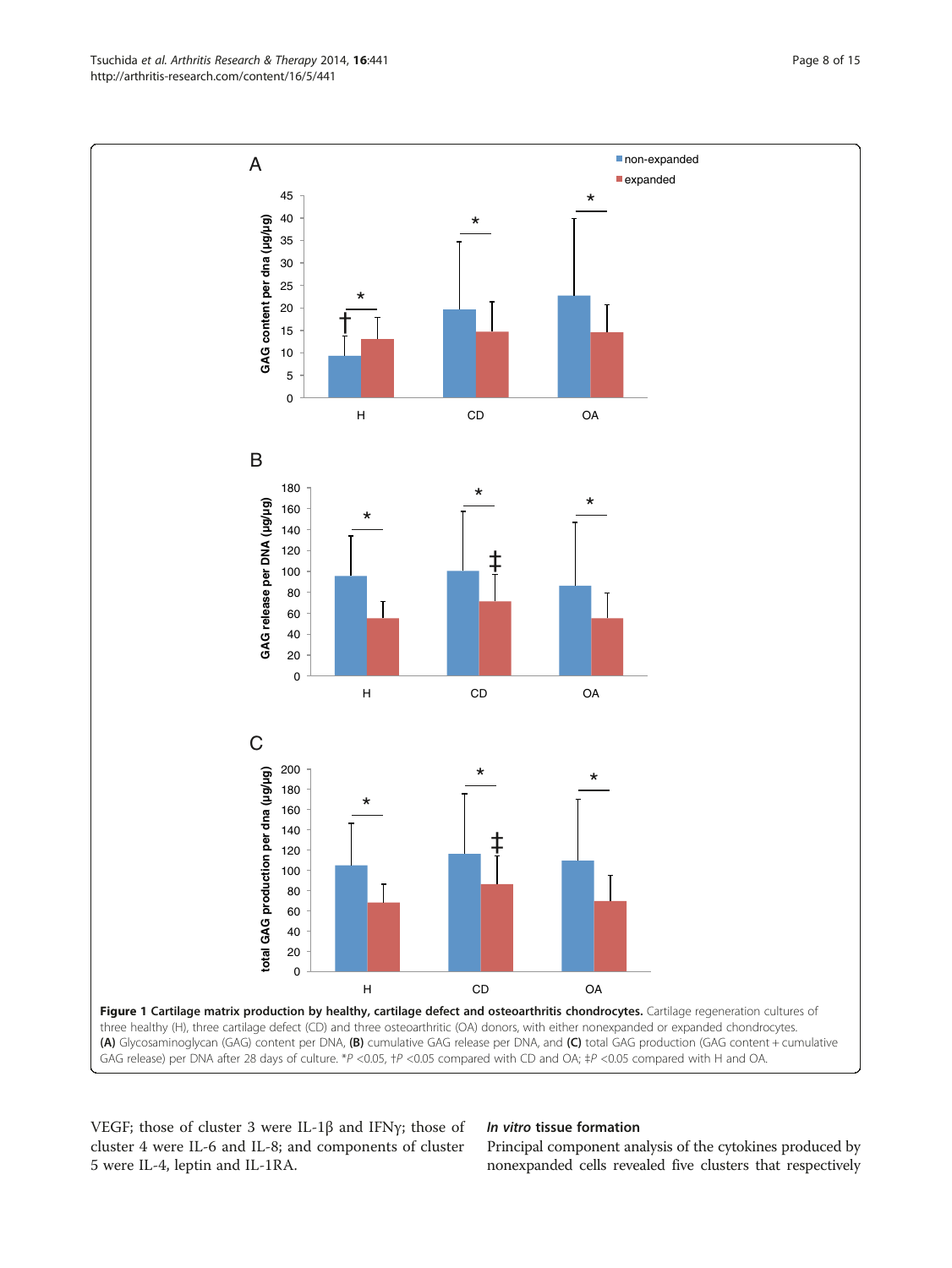**Figure 1 Cartilage matrix production by healthy, cartilage defect and osteoarthritis chondrocytes.** Cartilage regeneration cultures of three healthy (H), three cartilage defect (CD) and three osteoarthritic (OA) donors, with either nonexpanded or expanded chondrocytes. **(A)** Glycosaminoglycan (GAG) content per DNA, **(B)** cumulative GAG release per DNA, and **(C)** total GAG production (GAG content + cumulative GAG release) per DNA after 28 days of culture. *$P$ <0.05, †$P$ <0.05 compared with CD and OA; ‡$P$ <0.05 compared with H and OA.

VEGF; those of cluster 3 were IL-1β and IFNγ; those of cluster 4 were IL-6 and IL-8; and components of cluster 5 were IL-4, leptin and IL-1RA.

### *In vitro* tissue formation

Principal component analysis of the cytokines produced by nonexpanded cells revealed five clusters that respectively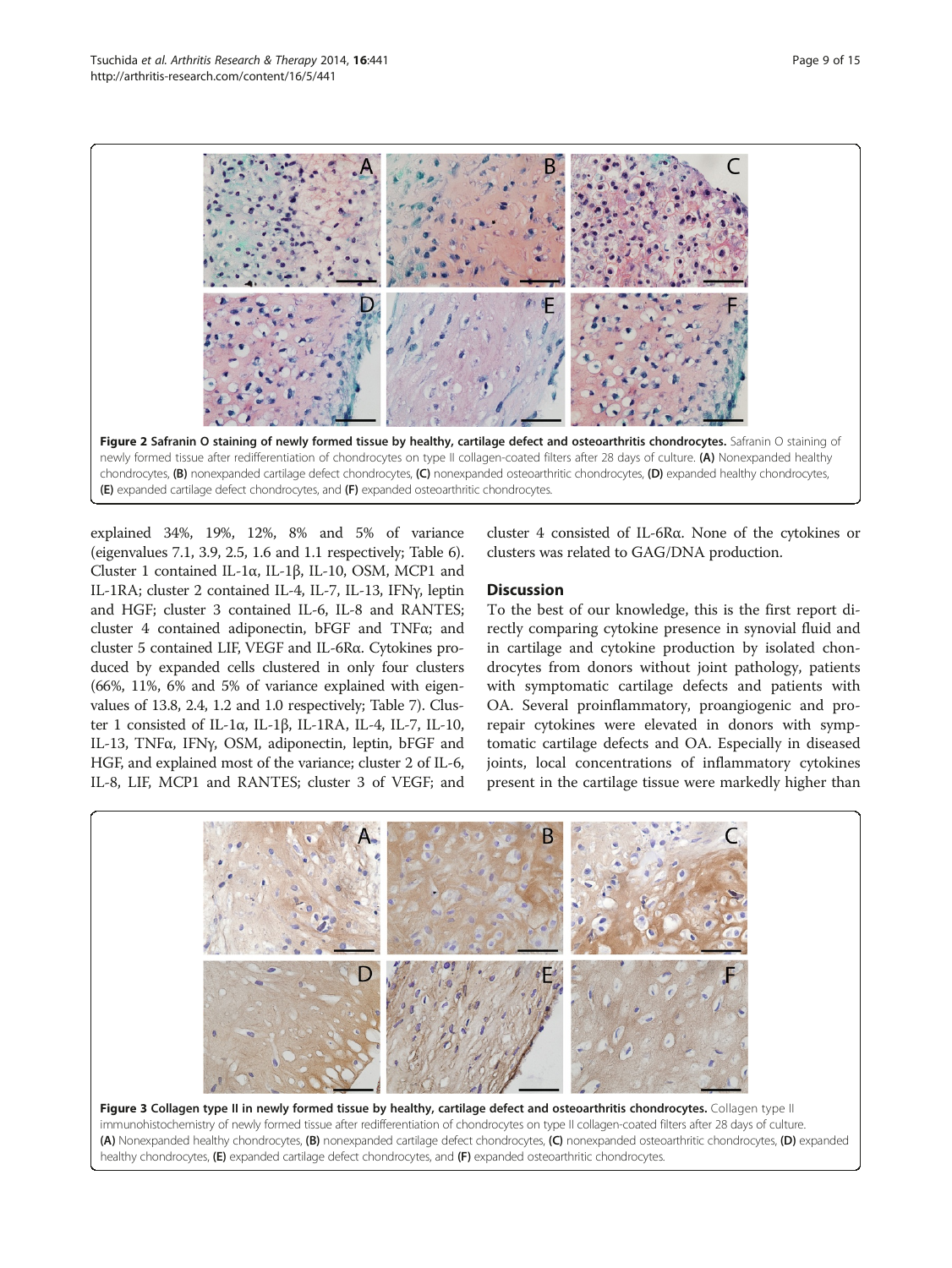**Figure 2 Safranin O staining of newly formed tissue by healthy, cartilage defect and osteoarthritis chondrocytes.** Safranin O staining of newly formed tissue after redifferentiation of chondrocytes on type II collagen-coated filters after 28 days of culture. **(A)** Nonexpanded healthy chondrocytes, **(B)** nonexpanded cartilage defect chondrocytes, **(C)** nonexpanded osteoarthritic chondrocytes, **(D)** expanded healthy chondrocytes, **(E)** expanded cartilage defect chondrocytes, and **(F)** expanded osteoarthritic chondrocytes.

explained 34%, 19%, 12%, 8% and 5% of variance (eigenvalues 7.1, 3.9, 2.5, 1.6 and 1.1 respectively; Table 6). Cluster 1 contained IL-1α, IL-1β, IL-10, OSM, MCP1 and IL-1RA; cluster 2 contained IL-4, IL-7, IL-13, IFNγ, leptin and HGF; cluster 3 contained IL-6, IL-8 and RANTES; cluster 4 contained adiponectin, bFGF and TNFα; and cluster 5 contained LIF, VEGF and IL-6Rα. Cytokines produced by expanded cells clustered in only four clusters (66%, 11%, 6% and 5% of variance explained with eigenvalues of 13.8, 2.4, 1.2 and 1.0 respectively; Table 7). Cluster 1 consisted of IL-1α, IL-1β, IL-1RA, IL-4, IL-7, IL-10, IL-13, TNFα, IFNγ, OSM, adiponectin, leptin, bFGF and HGF, and explained most of the variance; cluster 2 of IL-6, IL-8, LIF, MCP1 and RANTES; cluster 3 of VEGF; and cluster 4 consisted of IL-6Rα. None of the cytokines or clusters was related to GAG/DNA production.

## Discussion

To the best of our knowledge, this is the first report directly comparing cytokine presence in synovial fluid and in cartilage and cytokine production by isolated chondrocytes from donors without joint pathology, patients with symptomatic cartilage defects and patients with OA. Several proinflammatory, proangiogenic and prorepair cytokines were elevated in donors with symptomatic cartilage defects and OA. Especially in diseased joints, local concentrations of inflammatory cytokines present in the cartilage tissue were markedly higher than

**Figure 3 Collagen type II in newly formed tissue by healthy, cartilage defect and osteoarthritis chondrocytes.** Collagen type II immunohistochemistry of newly formed tissue after redifferentiation of chondrocytes on type II collagen-coated filters after 28 days of culture. **(A)** Nonexpanded healthy chondrocytes, **(B)** nonexpanded cartilage defect chondrocytes, **(C)** nonexpanded osteoarthritic chondrocytes, **(D)** expanded healthy chondrocytes, **(E)** expanded cartilage defect chondrocytes, and **(F)** expanded osteoarthritic chondrocytes.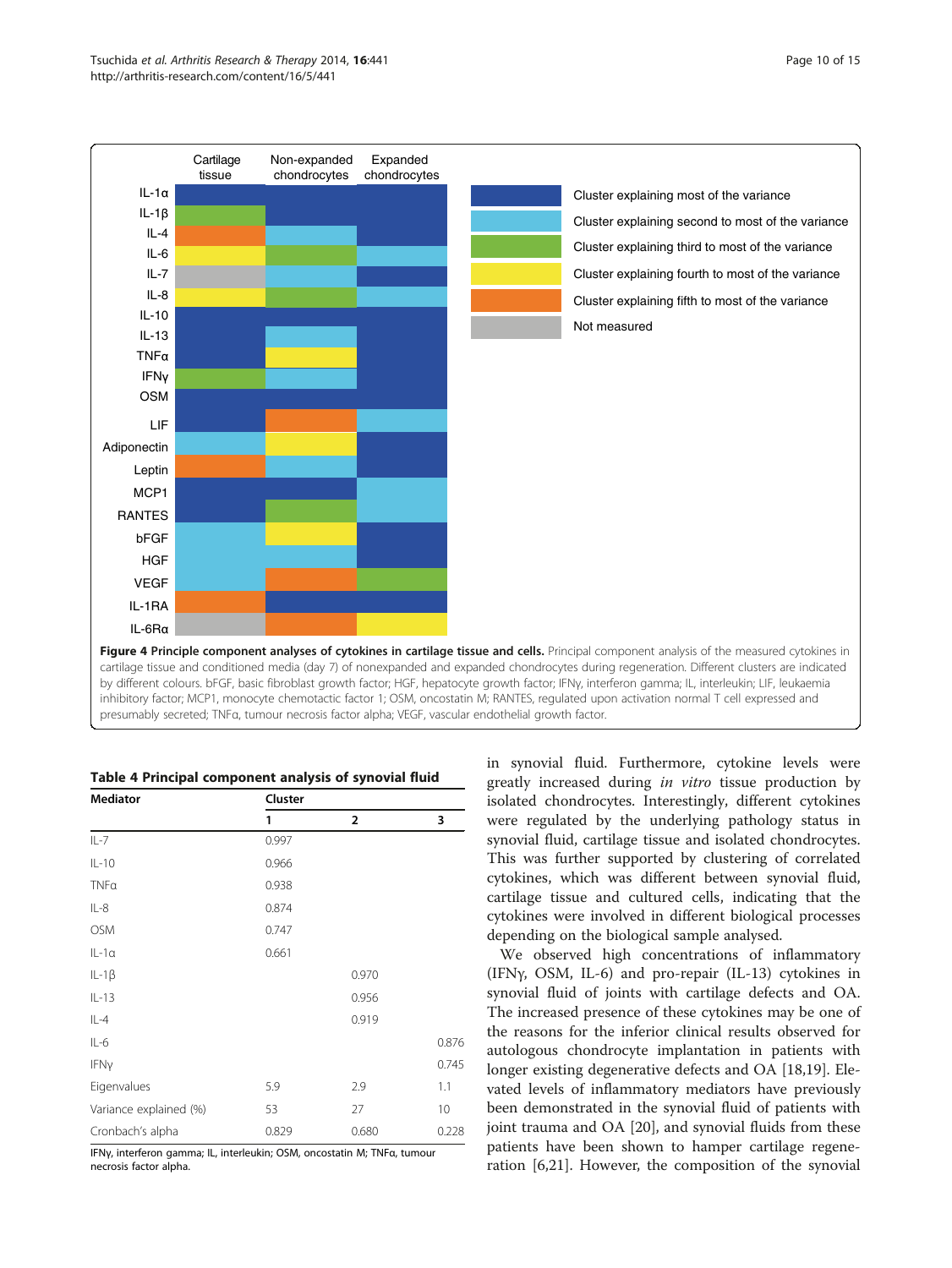**Figure 4 Principle component analyses of cytokines in cartilage tissue and cells.** Principal component analysis of the measured cytokines in cartilage tissue and conditioned media (day 7) of nonexpanded and expanded chondrocytes during regeneration. Different clusters are indicated by different colours. bFGF, basic fibroblast growth factor; HGF, hepatocyte growth factor; IFNγ, interferon gamma; IL, interleukin; LIF, leukaemia inhibitory factor; MCP1, monocyte chemotactic factor 1; OSM, oncostatin M; RANTES, regulated upon activation normal T cell expressed and presumably secreted; TNFα, tumour necrosis factor alpha; VEGF, vascular endothelial growth factor.

**Table 4 Principal component analysis of synovial fluid**

| Mediator | Cluster | | |
|---|---|---|---|
| | 1 | 2 | 3 |
| IL-7 | 0.997 | | |
| IL-10 | 0.966 | | |
| TNFα | 0.938 | | |
| IL-8 | 0.874 | | |
| OSM | 0.747 | | |
| IL-1α | 0.661 | | |
| IL-1β | | 0.970 | |
| IL-13 | | 0.956 | |
| IL-4 | | 0.919 | |
| IL-6 | | | 0.876 |
| IFNγ | | | 0.745 |
| Eigenvalues | 5.9 | 2.9 | 1.1 |
| Variance explained (%) | 53 | 27 | 10 |
| Cronbach's alpha | 0.829 | 0.680 | 0.228 |

IFNγ, interferon gamma; IL, interleukin; OSM, oncostatin M; TNFα, tumour necrosis factor alpha.

in synovial fluid. Furthermore, cytokine levels were greatly increased during *in vitro* tissue production by isolated chondrocytes. Interestingly, different cytokines were regulated by the underlying pathology status in synovial fluid, cartilage tissue and isolated chondrocytes. This was further supported by clustering of correlated cytokines, which was different between synovial fluid, cartilage tissue and cultured cells, indicating that the cytokines were involved in different biological processes depending on the biological sample analysed.

We observed high concentrations of inflammatory (IFNγ, OSM, IL-6) and pro-repair (IL-13) cytokines in synovial fluid of joints with cartilage defects and OA. The increased presence of these cytokines may be one of the reasons for the inferior clinical results observed for autologous chondrocyte implantation in patients with longer existing degenerative defects and OA [18,19]. Elevated levels of inflammatory mediators have previously been demonstrated in the synovial fluid of patients with joint trauma and OA [20], and synovial fluids from these patients have been shown to hamper cartilage regeneration [6,21]. However, the composition of the synovial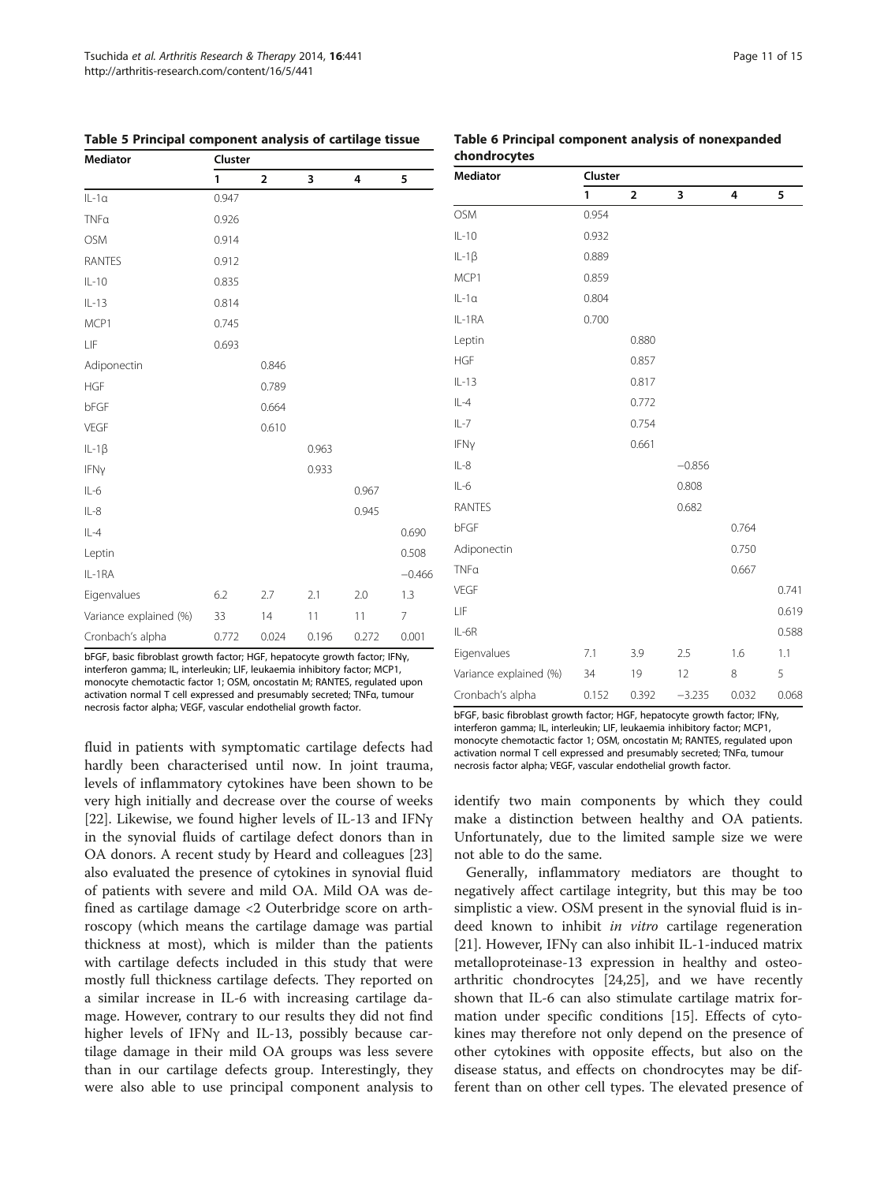**Table 5 Principal component analysis of cartilage tissue**

| Mediator | Cluster | | | | |
|---|---|---|---|---|---|
| | 1 | 2 | 3 | 4 | 5 |
| IL-1α | 0.947 | | | | |
| TNFα | 0.926 | | | | |
| OSM | 0.914 | | | | |
| RANTES | 0.912 | | | | |
| IL-10 | 0.835 | | | | |
| IL-13 | 0.814 | | | | |
| MCP1 | 0.745 | | | | |
| LIF | 0.693 | | | | |
| Adiponectin | | 0.846 | | | |
| HGF | | 0.789 | | | |
| bFGF | | 0.664 | | | |
| VEGF | | 0.610 | | | |
| IL-1β | | | 0.963 | | |
| IFNγ | | | 0.933 | | |
| IL-6 | | | | 0.967 | |
| IL-8 | | | | 0.945 | |
| IL-4 | | | | | 0.690 |
| Leptin | | | | | 0.508 |
| IL-1RA | | | | | −0.466 |
| Eigenvalues | 6.2 | 2.7 | 2.1 | 2.0 | 1.3 |
| Variance explained (%) | 33 | 14 | 11 | 11 | 7 |
| Cronbach's alpha | 0.772 | 0.024 | 0.196 | 0.272 | 0.001 |

bFGF, basic fibroblast growth factor; HGF, hepatocyte growth factor; IFNγ, interferon gamma; IL, interleukin; LIF, leukaemia inhibitory factor; MCP1, monocyte chemotactic factor 1; OSM, oncostatin M; RANTES, regulated upon activation normal T cell expressed and presumably secreted; TNFα, tumour necrosis factor alpha; VEGF, vascular endothelial growth factor.

**Table 6 Principal component analysis of nonexpanded chondrocytes**

| Mediator | Cluster | | | | |
|---|---|---|---|---|---|
| | 1 | 2 | 3 | 4 | 5 |
| OSM | 0.954 | | | | |
| IL-10 | 0.932 | | | | |
| IL-1β | 0.889 | | | | |
| MCP1 | 0.859 | | | | |
| IL-1α | 0.804 | | | | |
| IL-1RA | 0.700 | | | | |
| Leptin | | 0.880 | | | |
| HGF | | 0.857 | | | |
| IL-13 | | 0.817 | | | |
| IL-4 | | 0.772 | | | |
| IL-7 | | 0.754 | | | |
| IFNγ | | 0.661 | | | |
| IL-8 | | | −0.856 | | |
| IL-6 | | | 0.808 | | |
| RANTES | | | 0.682 | | |
| bFGF | | | | 0.764 | |
| Adiponectin | | | | 0.750 | |
| TNFα | | | | 0.667 | |
| VEGF | | | | | 0.741 |
| LIF | | | | | 0.619 |
| IL-6R | | | | | 0.588 |
| Eigenvalues | 7.1 | 3.9 | 2.5 | 1.6 | 1.1 |
| Variance explained (%) | 34 | 19 | 12 | 8 | 5 |
| Cronbach's alpha | 0.152 | 0.392 | −3.235 | 0.032 | 0.068 |

bFGF, basic fibroblast growth factor; HGF, hepatocyte growth factor; IFNγ, interferon gamma; IL, interleukin; LIF, leukaemia inhibitory factor; MCP1, monocyte chemotactic factor 1; OSM, oncostatin M; RANTES, regulated upon activation normal T cell expressed and presumably secreted; TNFα, tumour necrosis factor alpha; VEGF, vascular endothelial growth factor.

fluid in patients with symptomatic cartilage defects had hardly been characterised until now. In joint trauma, levels of inflammatory cytokines have been shown to be very high initially and decrease over the course of weeks [22]. Likewise, we found higher levels of IL-13 and IFNγ in the synovial fluids of cartilage defect donors than in OA donors. A recent study by Heard and colleagues [23] also evaluated the presence of cytokines in synovial fluid of patients with severe and mild OA. Mild OA was defined as cartilage damage <2 Outerbridge score on arthroscopy (which means the cartilage damage was partial thickness at most), which is milder than the patients with cartilage defects included in this study that were mostly full thickness cartilage defects. They reported on a similar increase in IL-6 with increasing cartilage damage. However, contrary to our results they did not find higher levels of IFNγ and IL-13, possibly because cartilage damage in their mild OA groups was less severe than in our cartilage defects group. Interestingly, they were also able to use principal component analysis to identify two main components by which they could make a distinction between healthy and OA patients. Unfortunately, due to the limited sample size we were not able to do the same.

Generally, inflammatory mediators are thought to negatively affect cartilage integrity, but this may be too simplistic a view. OSM present in the synovial fluid is indeed known to inhibit *in vitro* cartilage regeneration [21]. However, IFNγ can also inhibit IL-1-induced matrix metalloproteinase-13 expression in healthy and osteoarthritic chondrocytes [24,25], and we have recently shown that IL-6 can also stimulate cartilage matrix formation under specific conditions [15]. Effects of cytokines may therefore not only depend on the presence of other cytokines with opposite effects, but also on the disease status, and effects on chondrocytes may be different than on other cell types. The elevated presence of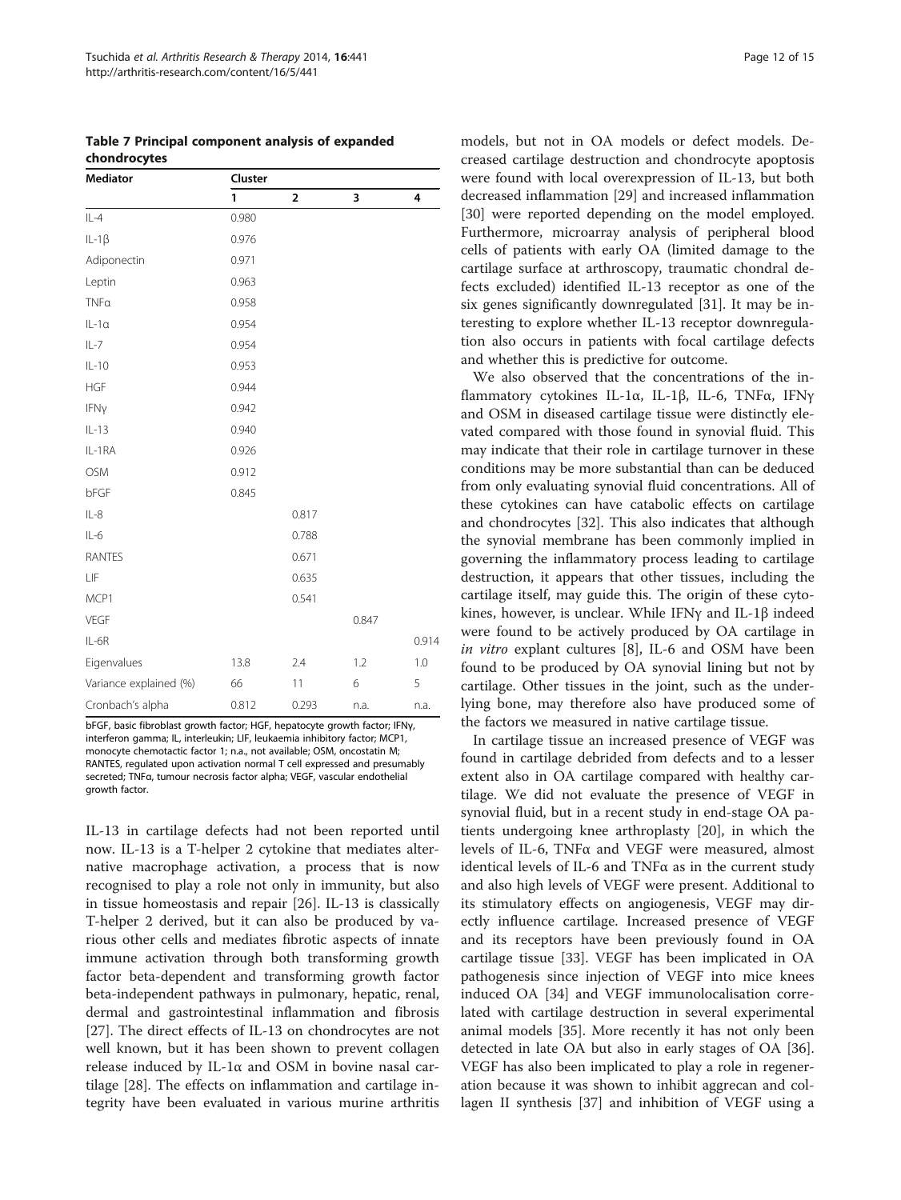**Table 7 Principal component analysis of expanded chondrocytes**

| Mediator | Cluster | | | |
|---|---|---|---|---|
| | 1 | 2 | 3 | 4 |
| IL-4 | 0.980 | | | |
| IL-1β | 0.976 | | | |
| Adiponectin | 0.971 | | | |
| Leptin | 0.963 | | | |
| TNFα | 0.958 | | | |
| IL-1α | 0.954 | | | |
| IL-7 | 0.954 | | | |
| IL-10 | 0.953 | | | |
| HGF | 0.944 | | | |
| IFNγ | 0.942 | | | |
| IL-13 | 0.940 | | | |
| IL-1RA | 0.926 | | | |
| OSM | 0.912 | | | |
| bFGF | 0.845 | | | |
| IL-8 | | 0.817 | | |
| IL-6 | | 0.788 | | |
| RANTES | | 0.671 | | |
| LIF | | 0.635 | | |
| MCP1 | | 0.541 | | |
| VEGF | | | 0.847 | |
| IL-6R | | | | 0.914 |
| Eigenvalues | 13.8 | 2.4 | 1.2 | 1.0 |
| Variance explained (%) | 66 | 11 | 6 | 5 |
| Cronbach's alpha | 0.812 | 0.293 | n.a. | n.a. |

bFGF, basic fibroblast growth factor; HGF, hepatocyte growth factor; IFNγ, interferon gamma; IL, interleukin; LIF, leukaemia inhibitory factor; MCP1, monocyte chemotactic factor 1; n.a., not available; OSM, oncostatin M; RANTES, regulated upon activation normal T cell expressed and presumably secreted; TNFα, tumour necrosis factor alpha; VEGF, vascular endothelial growth factor.

IL-13 in cartilage defects had not been reported until now. IL-13 is a T-helper 2 cytokine that mediates alternative macrophage activation, a process that is now recognised to play a role not only in immunity, but also in tissue homeostasis and repair [26]. IL-13 is classically T-helper 2 derived, but it can also be produced by various other cells and mediates fibrotic aspects of innate immune activation through both transforming growth factor beta-dependent and transforming growth factor beta-independent pathways in pulmonary, hepatic, renal, dermal and gastrointestinal inflammation and fibrosis [27]. The direct effects of IL-13 on chondrocytes are not well known, but it has been shown to prevent collagen release induced by IL-1α and OSM in bovine nasal cartilage [28]. The effects on inflammation and cartilage integrity have been evaluated in various murine arthritis models, but not in OA models or defect models. Decreased cartilage destruction and chondrocyte apoptosis were found with local overexpression of IL-13, but both decreased inflammation [29] and increased inflammation [30] were reported depending on the model employed. Furthermore, microarray analysis of peripheral blood cells of patients with early OA (limited damage to the cartilage surface at arthroscopy, traumatic chondral defects excluded) identified IL-13 receptor as one of the six genes significantly downregulated [31]. It may be interesting to explore whether IL-13 receptor downregulation also occurs in patients with focal cartilage defects and whether this is predictive for outcome.

We also observed that the concentrations of the inflammatory cytokines IL-1α, IL-1β, IL-6, TNFα, IFNγ and OSM in diseased cartilage tissue were distinctly elevated compared with those found in synovial fluid. This may indicate that their role in cartilage turnover in these conditions may be more substantial than can be deduced from only evaluating synovial fluid concentrations. All of these cytokines can have catabolic effects on cartilage and chondrocytes [32]. This also indicates that although the synovial membrane has been commonly implied in governing the inflammatory process leading to cartilage destruction, it appears that other tissues, including the cartilage itself, may guide this. The origin of these cytokines, however, is unclear. While IFNγ and IL-1β indeed were found to be actively produced by OA cartilage in *in vitro* explant cultures [8], IL-6 and OSM have been found to be produced by OA synovial lining but not by cartilage. Other tissues in the joint, such as the underlying bone, may therefore also have produced some of the factors we measured in native cartilage tissue.

In cartilage tissue an increased presence of VEGF was found in cartilage debrided from defects and to a lesser extent also in OA cartilage compared with healthy cartilage. We did not evaluate the presence of VEGF in synovial fluid, but in a recent study in end-stage OA patients undergoing knee arthroplasty [20], in which the levels of IL-6, TNFα and VEGF were measured, almost identical levels of IL-6 and TNFα as in the current study and also high levels of VEGF were present. Additional to its stimulatory effects on angiogenesis, VEGF may directly influence cartilage. Increased presence of VEGF and its receptors have been previously found in OA cartilage tissue [33]. VEGF has been implicated in OA pathogenesis since injection of VEGF into mice knees induced OA [34] and VEGF immunolocalisation correlated with cartilage destruction in several experimental animal models [35]. More recently it has not only been detected in late OA but also in early stages of OA [36]. VEGF has also been implicated to play a role in regeneration because it was shown to inhibit aggrecan and collagen II synthesis [37] and inhibition of VEGF using a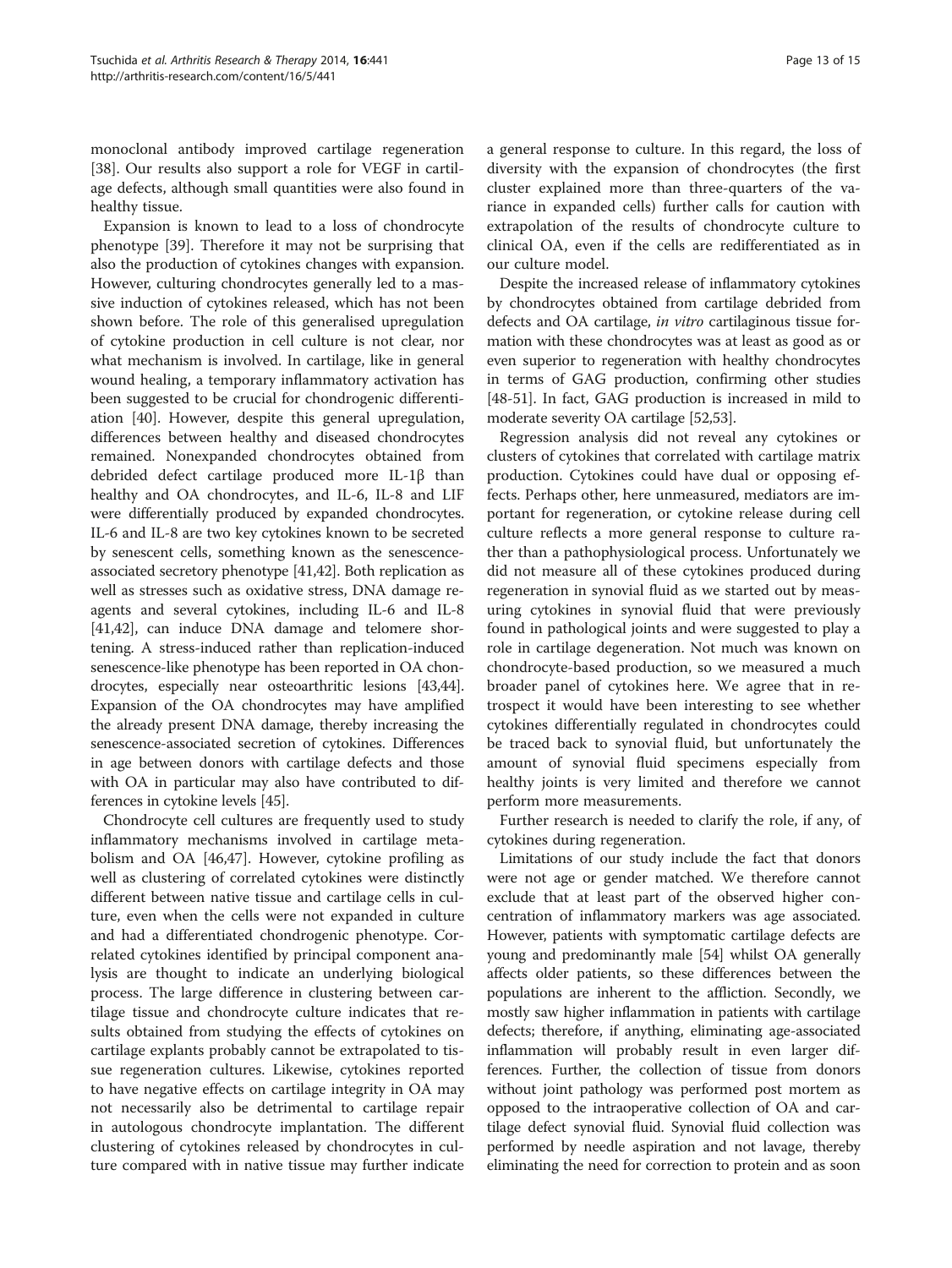monoclonal antibody improved cartilage regeneration [38]. Our results also support a role for VEGF in cartilage defects, although small quantities were also found in healthy tissue.

Expansion is known to lead to a loss of chondrocyte phenotype [39]. Therefore it may not be surprising that also the production of cytokines changes with expansion. However, culturing chondrocytes generally led to a massive induction of cytokines released, which has not been shown before. The role of this generalised upregulation of cytokine production in cell culture is not clear, nor what mechanism is involved. In cartilage, like in general wound healing, a temporary inflammatory activation has been suggested to be crucial for chondrogenic differentiation [40]. However, despite this general upregulation, differences between healthy and diseased chondrocytes remained. Nonexpanded chondrocytes obtained from debrided defect cartilage produced more IL-1β than healthy and OA chondrocytes, and IL-6, IL-8 and LIF were differentially produced by expanded chondrocytes. IL-6 and IL-8 are two key cytokines known to be secreted by senescent cells, something known as the senescence-associated secretory phenotype [41,42]. Both replication as well as stresses such as oxidative stress, DNA damage reagents and several cytokines, including IL-6 and IL-8 [41,42], can induce DNA damage and telomere shortening. A stress-induced rather than replication-induced senescence-like phenotype has been reported in OA chondrocytes, especially near osteoarthritic lesions [43,44]. Expansion of the OA chondrocytes may have amplified the already present DNA damage, thereby increasing the senescence-associated secretion of cytokines. Differences in age between donors with cartilage defects and those with OA in particular may also have contributed to differences in cytokine levels [45].

Chondrocyte cell cultures are frequently used to study inflammatory mechanisms involved in cartilage metabolism and OA [46,47]. However, cytokine profiling as well as clustering of correlated cytokines were distinctly different between native tissue and cartilage cells in culture, even when the cells were not expanded in culture and had a differentiated chondrogenic phenotype. Correlated cytokines identified by principal component analysis are thought to indicate an underlying biological process. The large difference in clustering between cartilage tissue and chondrocyte culture indicates that results obtained from studying the effects of cytokines on cartilage explants probably cannot be extrapolated to tissue regeneration cultures. Likewise, cytokines reported to have negative effects on cartilage integrity in OA may not necessarily also be detrimental to cartilage repair in autologous chondrocyte implantation. The different clustering of cytokines released by chondrocytes in culture compared with in native tissue may further indicate a general response to culture. In this regard, the loss of diversity with the expansion of chondrocytes (the first cluster explained more than three-quarters of the variance in expanded cells) further calls for caution with extrapolation of the results of chondrocyte culture to clinical OA, even if the cells are redifferentiated as in our culture model.

Despite the increased release of inflammatory cytokines by chondrocytes obtained from cartilage debrided from defects and OA cartilage, *in vitro* cartilaginous tissue formation with these chondrocytes was at least as good as or even superior to regeneration with healthy chondrocytes in terms of GAG production, confirming other studies [48-51]. In fact, GAG production is increased in mild to moderate severity OA cartilage [52,53].

Regression analysis did not reveal any cytokines or clusters of cytokines that correlated with cartilage matrix production. Cytokines could have dual or opposing effects. Perhaps other, here unmeasured, mediators are important for regeneration, or cytokine release during cell culture reflects a more general response to culture rather than a pathophysiological process. Unfortunately we did not measure all of these cytokines produced during regeneration in synovial fluid as we started out by measuring cytokines in synovial fluid that were previously found in pathological joints and were suggested to play a role in cartilage degeneration. Not much was known on chondrocyte-based production, so we measured a much broader panel of cytokines here. We agree that in retrospect it would have been interesting to see whether cytokines differentially regulated in chondrocytes could be traced back to synovial fluid, but unfortunately the amount of synovial fluid specimens especially from healthy joints is very limited and therefore we cannot perform more measurements.

Further research is needed to clarify the role, if any, of cytokines during regeneration.

Limitations of our study include the fact that donors were not age or gender matched. We therefore cannot exclude that at least part of the observed higher concentration of inflammatory markers was age associated. However, patients with symptomatic cartilage defects are young and predominantly male [54] whilst OA generally affects older patients, so these differences between the populations are inherent to the affliction. Secondly, we mostly saw higher inflammation in patients with cartilage defects; therefore, if anything, eliminating age-associated inflammation will probably result in even larger differences. Further, the collection of tissue from donors without joint pathology was performed post mortem as opposed to the intraoperative collection of OA and cartilage defect synovial fluid. Synovial fluid collection was performed by needle aspiration and not lavage, thereby eliminating the need for correction to protein and as soon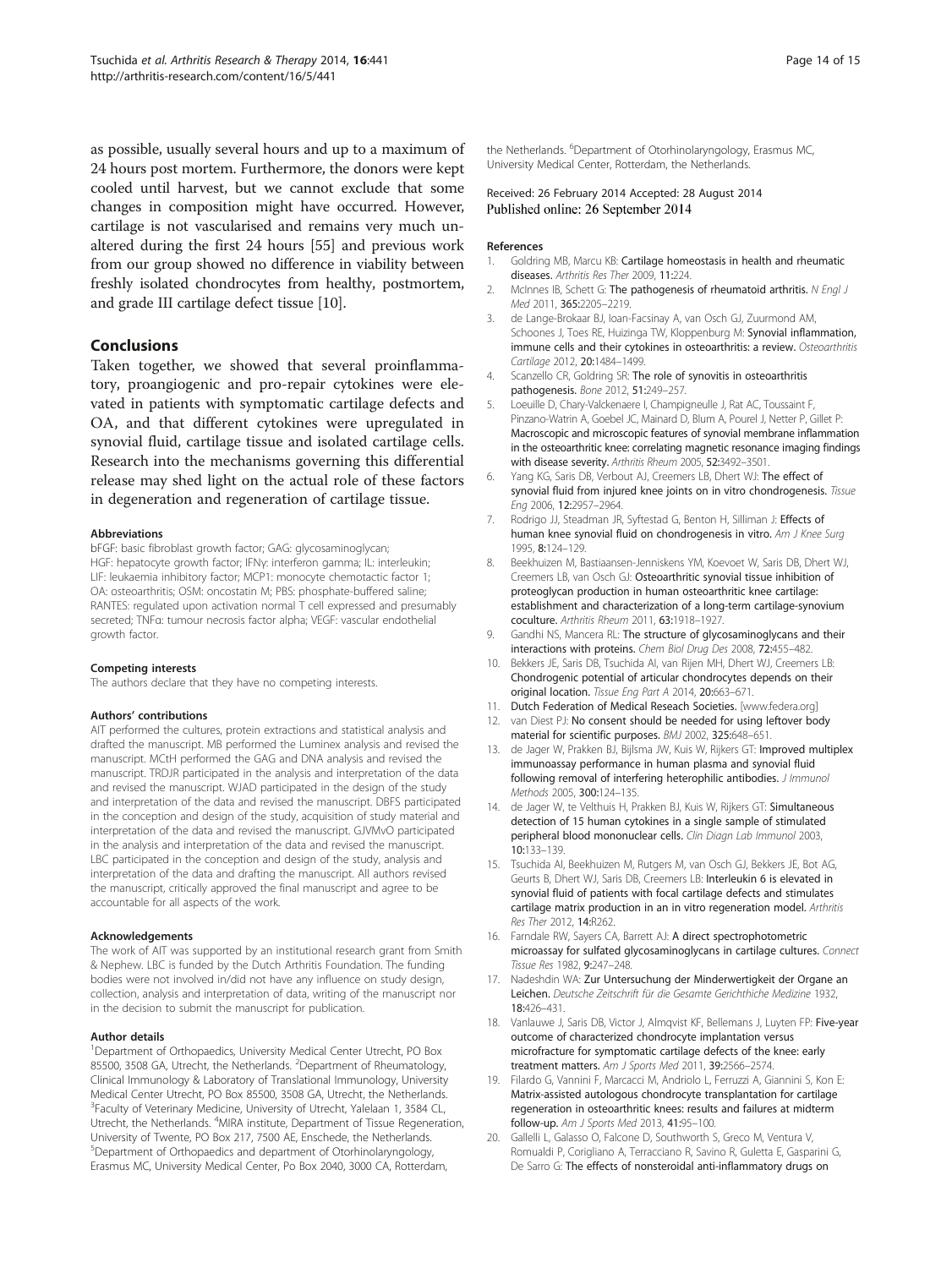as possible, usually several hours and up to a maximum of 24 hours post mortem. Furthermore, the donors were kept cooled until harvest, but we cannot exclude that some changes in composition might have occurred. However, cartilage is not vascularised and remains very much unaltered during the first 24 hours [55] and previous work from our group showed no difference in viability between freshly isolated chondrocytes from healthy, postmortem, and grade III cartilage defect tissue [10].

## Conclusions

Taken together, we showed that several proinflammatory, proangiogenic and pro-repair cytokines were elevated in patients with symptomatic cartilage defects and OA, and that different cytokines were upregulated in synovial fluid, cartilage tissue and isolated cartilage cells. Research into the mechanisms governing this differential release may shed light on the actual role of these factors in degeneration and regeneration of cartilage tissue.

#### Abbreviations

bFGF: basic fibroblast growth factor; GAG: glycosaminoglycan; HGF: hepatocyte growth factor; IFNγ: interferon gamma; IL: interleukin; LIF: leukaemia inhibitory factor; MCP1: monocyte chemotactic factor 1; OA: osteoarthritis; OSM: oncostatin M; PBS: phosphate-buffered saline; RANTES: regulated upon activation normal T cell expressed and presumably secreted; TNFα: tumour necrosis factor alpha; VEGF: vascular endothelial growth factor.

#### Competing interests

The authors declare that they have no competing interests.

#### Authors' contributions

AIT performed the cultures, protein extractions and statistical analysis and drafted the manuscript. MB performed the Luminex analysis and revised the manuscript. MCtH performed the GAG and DNA analysis and revised the manuscript. TRDJR participated in the analysis and interpretation of the data and revised the manuscript. WJAD participated in the design of the study and interpretation of the data and revised the manuscript. DBFS participated in the conception and design of the study, acquisition of study material and interpretation of the data and revised the manuscript. GJVMvO participated in the analysis and interpretation of the data and revised the manuscript. LBC participated in the conception and design of the study, analysis and interpretation of the data and drafting the manuscript. All authors revised the manuscript, critically approved the final manuscript and agree to be accountable for all aspects of the work.

#### Acknowledgements

The work of AIT was supported by an institutional research grant from Smith & Nephew. LBC is funded by the Dutch Arthritis Foundation. The funding bodies were not involved in/did not have any influence on study design, collection, analysis and interpretation of data, writing of the manuscript nor in the decision to submit the manuscript for publication.

#### Author details

[1]Department of Orthopaedics, University Medical Center Utrecht, PO Box 85500, 3508 GA, Utrecht, the Netherlands. [2]Department of Rheumatology, Clinical Immunology & Laboratory of Translational Immunology, University Medical Center Utrecht, PO Box 85500, 3508 GA, Utrecht, the Netherlands. [3]Faculty of Veterinary Medicine, University of Utrecht, Yalelaan 1, 3584 CL, Utrecht, the Netherlands. [4]MIRA institute, Department of Tissue Regeneration, University of Twente, PO Box 217, 7500 AE, Enschede, the Netherlands. [5]Department of Orthopaedics and department of Otorhinolaryngology, Erasmus MC, University Medical Center, Po Box 2040, 3000 CA, Rotterdam, the Netherlands. [6]Department of Otorhinolaryngology, Erasmus MC, University Medical Center, Rotterdam, the Netherlands.

Received: 26 February 2014 Accepted: 28 August 2014
Published online: 26 September 2014

#### References

1. Goldring MB, Marcu KB: Cartilage homeostasis in health and rheumatic diseases. *Arthritis Res Ther* 2009, 11:224.
2. McInnes IB, Schett G: The pathogenesis of rheumatoid arthritis. *N Engl J Med* 2011, 365:2205–2219.
3. de Lange-Brokaar BJ, Ioan-Facsinay A, van Osch GJ, Zuurmond AM, Schoones J, Toes RE, Huizinga TW, Kloppenburg M: Synovial inflammation, immune cells and their cytokines in osteoarthritis: a review. *Osteoarthritis Cartilage* 2012, 20:1484–1499.
4. Scanzello CR, Goldring SR: The role of synovitis in osteoarthritis pathogenesis. *Bone* 2012, 51:249–257.
5. Loeuille D, Chary-Valckenaere I, Champigneulle J, Rat AC, Toussaint F, Pinzano-Watrin A, Goebel JC, Mainard D, Blum A, Pourel J, Netter P, Gillet P: Macroscopic and microscopic features of synovial membrane inflammation in the osteoarthritic knee: correlating magnetic resonance imaging findings with disease severity. *Arthritis Rheum* 2005, 52:3492–3501.
6. Yang KG, Saris DB, Verbout AJ, Creemers LB, Dhert WJ: The effect of synovial fluid from injured knee joints on in vitro chondrogenesis. *Tissue Eng* 2006, 12:2957–2964.
7. Rodrigo JJ, Steadman JR, Syftestad G, Benton H, Silliman J: Effects of human knee synovial fluid on chondrogenesis in vitro. *Am J Knee Surg* 1995, 8:124–129.
8. Beekhuizen M, Bastiaansen-Jenniskens YM, Koevoet W, Saris DB, Dhert WJ, Creemers LB, van Osch GJ: Osteoarthritic synovial tissue inhibition of proteoglycan production in human osteoarthritic knee cartilage: establishment and characterization of a long-term cartilage-synovium coculture. *Arthritis Rheum* 2011, 63:1918–1927.
9. Gandhi NS, Mancera RL: The structure of glycosaminoglycans and their interactions with proteins. *Chem Biol Drug Des* 2008, 72:455–482.
10. Bekkers JE, Saris DB, Tsuchida AI, van Rijen MH, Dhert WJ, Creemers LB: Chondrogenic potential of articular chondrocytes depends on their original location. *Tissue Eng Part A* 2014, 20:663–671.
11. Dutch Federation of Medical Reseach Societies. [www.federa.org]
12. van Diest PJ: No consent should be needed for using leftover body material for scientific purposes. *BMJ* 2002, 325:648–651.
13. de Jager W, Prakken BJ, Bijlsma JW, Kuis W, Rijkers GT: Improved multiplex immunoassay performance in human plasma and synovial fluid following removal of interfering heterophilic antibodies. *J Immunol Methods* 2005, 300:124–135.
14. de Jager W, te Velthuis H, Prakken BJ, Kuis W, Rijkers GT: Simultaneous detection of 15 human cytokines in a single sample of stimulated peripheral blood mononuclear cells. *Clin Diagn Lab Immunol* 2003, 10:133–139.
15. Tsuchida AI, Beekhuizen M, Rutgers M, van Osch GJ, Bekkers JE, Bot AG, Geurts B, Dhert WJ, Saris DB, Creemers LB: Interleukin 6 is elevated in synovial fluid of patients with focal cartilage defects and stimulates cartilage matrix production in an in vitro regeneration model. *Arthritis Res Ther* 2012, 14:R262.
16. Farndale RW, Sayers CA, Barrett AJ: A direct spectrophotometric microassay for sulfated glycosaminoglycans in cartilage cultures. *Connect Tissue Res* 1982, 9:247–248.
17. Nadeshdin WA: Zur Untersuchung der Minderwertigkeit der Organe an Leichen. *Deutsche Zeitschrift für die Gesamte Gerichthiche Medizine* 1932, 18:426–431.
18. Vanlauwe J, Saris DB, Victor J, Almqvist KF, Bellemans J, Luyten FP: Five-year outcome of characterized chondrocyte implantation versus microfracture for symptomatic cartilage defects of the knee: early treatment matters. *Am J Sports Med* 2011, 39:2566–2574.
19. Filardo G, Vannini F, Marcacci M, Andriolo L, Ferruzzi A, Giannini S, Kon E: Matrix-assisted autologous chondrocyte transplantation for cartilage regeneration in osteoarthritic knees: results and failures at midterm follow-up. *Am J Sports Med* 2013, 41:95–100.
20. Gallelli L, Galasso O, Falcone D, Southworth S, Greco M, Ventura V, Romualdi P, Corigliano A, Terracciano R, Savino R, Gulletta E, Gasparini G, De Sarro G: The effects of nonsteroidal anti-inflammatory drugs on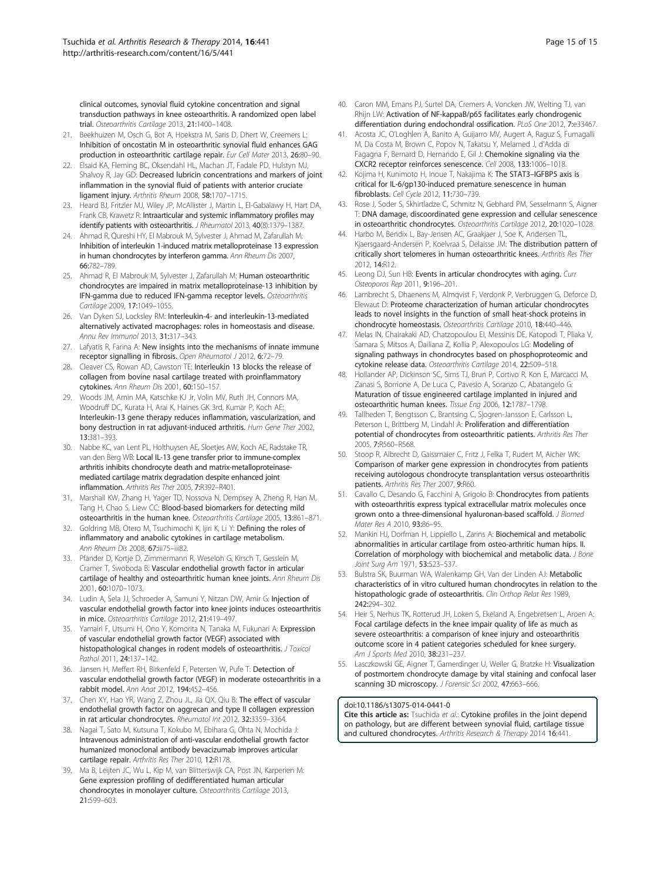clinical outcomes, synovial fluid cytokine concentration and signal transduction pathways in knee osteoarthritis. A randomized open label trial. *Osteoarthritis Cartilage* 2013, **21**:1400–1408.

21. Beekhuizen M, Osch G, Bot A, Hoekstra M, Saris D, Dhert W, Creemers L: **Inhibition of oncostatin M in osteoarthritic synovial fluid enhances GAG production in osteoarthritic cartilage repair.** *Eur Cell Mater* 2013, **26**:80–90.
22. Elsaid KA, Fleming BC, Oksendahl HL, Machan JT, Fadale PD, Hulstyn MJ, Shalvoy R, Jay GD: **Decreased lubricin concentrations and markers of joint inflammation in the synovial fluid of patients with anterior cruciate ligament injury.** *Arthritis Rheum* 2008, **58**:1707–1715.
23. Heard BJ, Fritzler MJ, Wiley JP, McAllister J, Martin L, El-Gabalawy H, Hart DA, Frank CB, Krawetz R: **Intraarticular and systemic inflammatory profiles may identify patients with osteoarthritis.** *J Rheumatol* 2013, **40**(8):1379–1387.
24. Ahmad R, Qureshi HY, El Mabrouk M, Sylvester J, Ahmad M, Zafarullah M: **Inhibition of interleukin 1-induced matrix metalloproteinase 13 expression in human chondrocytes by interferon gamma.** *Ann Rheum Dis* 2007, **66**:782–789.
25. Ahmad R, El Mabrouk M, Sylvester J, Zafarullah M: **Human osteoarthritic chondrocytes are impaired in matrix metalloproteinase-13 inhibition by IFN-gamma due to reduced IFN-gamma receptor levels.** *Osteoarthritis Cartilage* 2009, **17**:1049–1055.
26. Van Dyken SJ, Locksley RM: **Interleukin-4- and interleukin-13-mediated alternatively activated macrophages: roles in homeostasis and disease.** *Annu Rev Immunol* 2013, **31**:317–343.
27. Lafyatis R, Farina A: **New insights into the mechanisms of innate immune receptor signalling in fibrosis.** *Open Rheumatol J* 2012, **6**:72–79.
28. Cleaver CS, Rowan AD, Cawston TE: **Interleukin 13 blocks the release of collagen from bovine nasal cartilage treated with proinflammatory cytokines.** *Ann Rheum Dis* 2001, **60**:150–157.
29. Woods JM, Amin MA, Katschke KJ Jr, Volin MV, Ruth JH, Connors MA, Woodruff DC, Kurata H, Arai K, Haines GK 3rd, Kumar P, Koch AE: **Interleukin-13 gene therapy reduces inflammation, vascularization, and bony destruction in rat adjuvant-induced arthritis.** *Hum Gene Ther* 2002, **13**:381–393.
30. Nabbe KC, van Lent PL, Holthuysen AE, Sloetjes AW, Koch AE, Radstake TR, van den Berg WB: **Local IL-13 gene transfer prior to immune-complex arthritis inhibits chondrocyte death and matrix-metalloproteinase-mediated cartilage matrix degradation despite enhanced joint inflammation.** *Arthritis Res Ther* 2005, **7**:R392–R401.
31. Marshall KW, Zhang H, Yager TD, Nossova N, Dempsey A, Zheng R, Han M, Tang H, Chao S, Liew CC: **Blood-based biomarkers for detecting mild osteoarthritis in the human knee.** *Osteoarthritis Cartilage* 2005, **13**:861–871.
32. Goldring MB, Otero M, Tsuchimochi K, Ijiri K, Li Y: **Defining the roles of inflammatory and anabolic cytokines in cartilage metabolism.** *Ann Rheum Dis* 2008, **67**:iii75–iii82.
33. Pfander D, Kortje D, Zimmermann R, Weseloh G, Kirsch T, Gesslein M, Cramer T, Swoboda B: **Vascular endothelial growth factor in articular cartilage of healthy and osteoarthritic human knee joints.** *Ann Rheum Dis* 2001, **60**:1070–1073.
34. Ludin A, Sela JJ, Schroeder A, Samuni Y, Nitzan DW, Amir G: **Injection of vascular endothelial growth factor into knee joints induces osteoarthritis in mice.** *Osteoarthritis Cartilage* 2012, **21**:419–497.
35. Yamairi F, Utsumi H, Ono Y, Komorita N, Tanaka M, Fukunari A: **Expression of vascular endothelial growth factor (VEGF) associated with histopathological changes in rodent models of osteoarthritis.** *J Toxicol Pathol* 2011, **24**:137–142.
36. Jansen H, Meffert RH, Birkenfeld F, Petersen W, Pufe T: **Detection of vascular endothelial growth factor (VEGF) in moderate osteoarthritis in a rabbit model.** *Ann Anat* 2012, **194**:452–456.
37. Chen XY, Hao YR, Wang Z, Zhou JL, Jia QX, Qiu B: **The effect of vascular endothelial growth factor on aggrecan and type II collagen expression in rat articular chondrocytes.** *Rheumatol Int* 2012, **32**:3359–3364.
38. Nagai T, Sato M, Kutsuna T, Kokubo M, Ebihara G, Ohta N, Mochida J: **Intravenous administration of anti-vascular endothelial growth factor humanized monoclonal antibody bevacizumab improves articular cartilage repair.** *Arthritis Res Ther* 2010, **12**:R178.
39. Ma B, Leijten JC, Wu L, Kip M, van Blitterswijk CA, Post JN, Karperien M: **Gene expression profiling of dedifferentiated human articular chondrocytes in monolayer culture.** *Osteoarthritis Cartilage* 2013, **21**:599–603.
40. Caron MM, Emans PJ, Surtel DA, Cremers A, Voncken JW, Welting TJ, van Rhijn LW: **Activation of NF-kappaB/p65 facilitates early chondrogenic differentiation during endochondral ossification.** *PLoS One* 2012, **7**:e33467.
41. Acosta JC, O'Loghlen A, Banito A, Guijarro MV, Augert A, Raguz S, Fumagalli M, Da Costa M, Brown C, Popov N, Takatsu Y, Melamed J, d'Adda di Fagagna F, Bernard D, Hernando E, Gil J: **Chemokine signaling via the CXCR2 receptor reinforces senescence.** *Cell* 2008, **133**:1006–1018.
42. Kojima H, Kunimoto H, Inoue T, Nakajima K: **The STAT3–IGFBP5 axis is critical for IL-6/gp130-induced premature senescence in human fibroblasts.** *Cell Cycle* 2012, **11**:730–739.
43. Rose J, Soder S, Skhirtladze C, Schmitz N, Gebhard PM, Sesselmann S, Aigner T: **DNA damage, discoordinated gene expression and cellular senescence in osteoarthritic chondrocytes.** *Osteoarthritis Cartilage* 2012, **20**:1020–1028.
44. Harbo M, Bendix L, Bay-Jensen AC, Graakjaer J, Soe K, Andersen TL, Kjaersgaard-Andersen P, Koelvraa S, Delaisse JM: **The distribution pattern of critically short telomeres in human osteoarthritic knees.** *Arthritis Res Ther* 2012, **14**:R12.
45. Leong DJ, Sun HB: **Events in articular chondrocytes with aging.** *Curr Osteoporos Rep* 2011, **9**:196–201.
46. Lambrecht S, Dhaenens M, Almqvist F, Verdonk P, Verbruggen G, Deforce D, Elewaut D: **Proteome characterization of human articular chondrocytes leads to novel insights in the function of small heat-shock proteins in chondrocyte homeostasis.** *Osteoarthritis Cartilage* 2010, **18**:440–446.
47. Melas IN, Chairakaki AD, Chatzopoulou EI, Messinis DE, Katopodi T, Pliaka V, Samara S, Mitsos A, Dailiana Z, Kollia P, Alexopoulos LG: **Modeling of signaling pathways in chondrocytes based on phosphoproteomic and cytokine release data.** *Osteoarthritis Cartilage* 2014, **22**:509–518.
48. Hollander AP, Dickinson SC, Sims TJ, Brun P, Cortivo R, Kon E, Marcacci M, Zanasi S, Borrione A, De Luca C, Pavesio A, Soranzo C, Abatangelo G: **Maturation of tissue engineered cartilage implanted in injured and osteoarthritic human knees.** *Tissue Eng* 2006, **12**:1787–1798.
49. Tallheden T, Bengtsson C, Brantsing C, Sjogren-Jansson E, Carlsson L, Peterson L, Brittberg M, Lindahl A: **Proliferation and differentiation potential of chondrocytes from osteoarthritic patients.** *Arthritis Res Ther* 2005, **7**:R560–R568.
50. Stoop R, Albrecht D, Gaissmaier C, Fritz J, Felka T, Rudert M, Aicher WK: **Comparison of marker gene expression in chondrocytes from patients receiving autologous chondrocyte transplantation versus osteoarthritis patients.** *Arthritis Res Ther* 2007, **9**:R60.
51. Cavallo C, Desando G, Facchini A, Grigolo B: **Chondrocytes from patients with osteoarthritis express typical extracellular matrix molecules once grown onto a three-dimensional hyaluronan-based scaffold.** *J Biomed Mater Res A* 2010, **93**:86–95.
52. Mankin HJ, Dorfman H, Lippiello L, Zarins A: **Biochemical and metabolic abnormalities in articular cartilage from osteo-arthritic human hips. II. Correlation of morphology with biochemical and metabolic data.** *J Bone Joint Surg Am* 1971, **53**:523–537.
53. Bulstra SK, Buurman WA, Walenkamp GH, Van der Linden AJ: **Metabolic characteristics of in vitro cultured human chondrocytes in relation to the histopathologic grade of osteoarthritis.** *Clin Orthop Relat Res* 1989, **242**:294–302.
54. Heir S, Nerhus TK, Rotterud JH, Loken S, Ekeland A, Engebretsen L, Aroen A: **Focal cartilage defects in the knee impair quality of life as much as severe osteoarthritis: a comparison of knee injury and osteoarthritis outcome score in 4 patient categories scheduled for knee surgery.** *Am J Sports Med* 2010, **38**:231–237.
55. Lasczkowski GE, Aigner T, Gamerdinger U, Weiler G, Bratzke H: **Visualization of postmortem chondrocyte damage by vital staining and confocal laser scanning 3D microscopy.** *J Forensic Sci* 2002, **47**:663–666.

doi:10.1186/s13075-014-0441-0

**Cite this article as:** Tsuchida *et al.*: Cytokine profiles in the joint depend on pathology, but are different between synovial fluid, cartilage tissue and cultured chondrocytes. *Arthritis Research & Therapy* 2014 **16**:441.